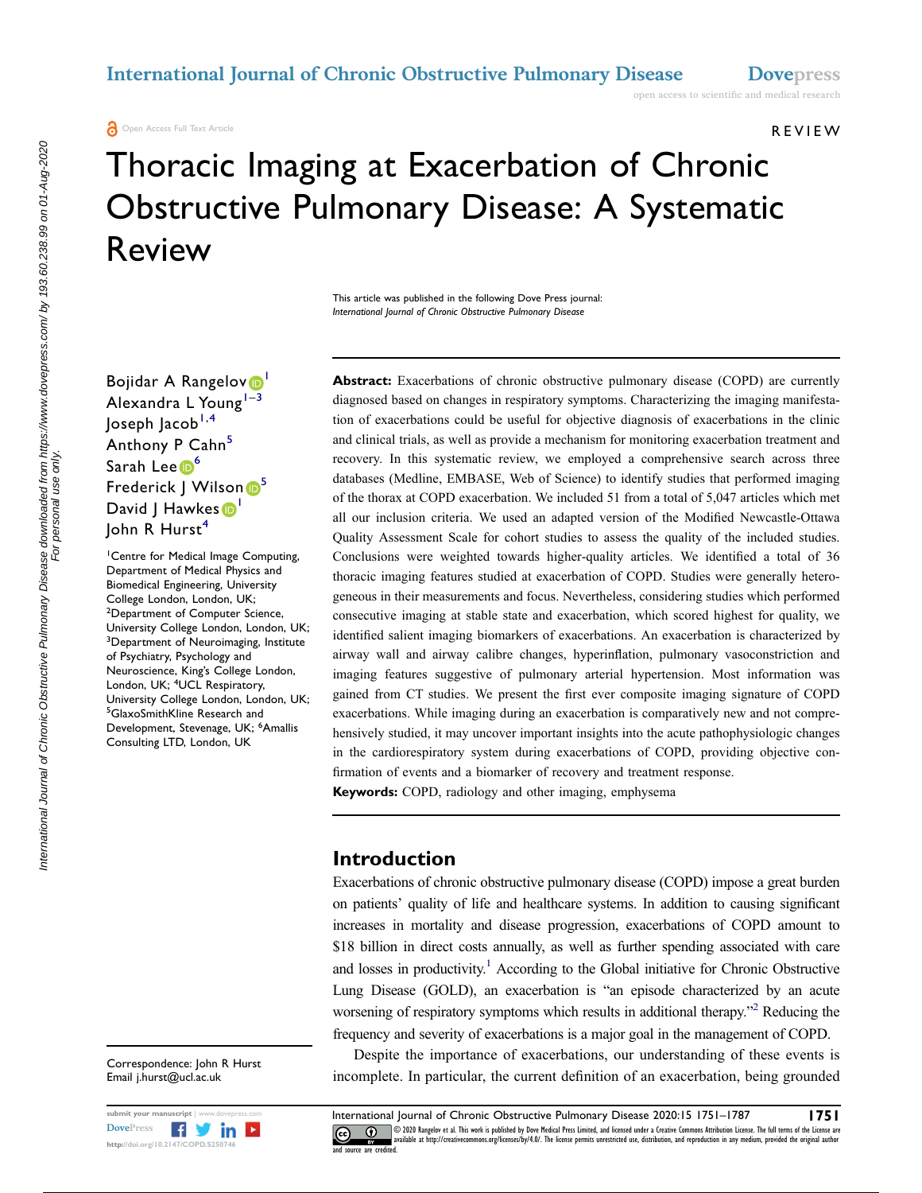Open Access Full Text Article

REVIEW

# Thoracic Imaging at Exacerbation of Chronic Obstructive Pulmonary Disease: A Systematic Review

This article was published in the following Dove Press journal:
*International Journal of Chronic Obstructive Pulmonary Disease*

Bojidar A Rangelov[1]
Alexandra L Young[1–3]
Joseph Jacob[1,4]
Anthony P Cahn[5]
Sarah Lee[6]
Frederick J Wilson[5]
David J Hawkes[1]
John R Hurst[4]

[1]Centre for Medical Image Computing, Department of Medical Physics and Biomedical Engineering, University College London, London, UK; [2]Department of Computer Science, University College London, London, UK; [3]Department of Neuroimaging, Institute of Psychiatry, Psychology and Neuroscience, King's College London, London, UK; [4]UCL Respiratory, University College London, London, UK; [5]GlaxoSmithKline Research and Development, Stevenage, UK; [6]Amallis Consulting LTD, London, UK

Correspondence: John R Hurst
Email j.hurst@ucl.ac.uk

**Abstract:** Exacerbations of chronic obstructive pulmonary disease (COPD) are currently diagnosed based on changes in respiratory symptoms. Characterizing the imaging manifestation of exacerbations could be useful for objective diagnosis of exacerbations in the clinic and clinical trials, as well as provide a mechanism for monitoring exacerbation treatment and recovery. In this systematic review, we employed a comprehensive search across three databases (Medline, EMBASE, Web of Science) to identify studies that performed imaging of the thorax at COPD exacerbation. We included 51 from a total of 5,047 articles which met all our inclusion criteria. We used an adapted version of the Modified Newcastle-Ottawa Quality Assessment Scale for cohort studies to assess the quality of the included studies. Conclusions were weighted towards higher-quality articles. We identified a total of 36 thoracic imaging features studied at exacerbation of COPD. Studies were generally heterogeneous in their measurements and focus. Nevertheless, considering studies which performed consecutive imaging at stable state and exacerbation, which scored highest for quality, we identified salient imaging biomarkers of exacerbations. An exacerbation is characterized by airway wall and airway calibre changes, hyperinflation, pulmonary vasoconstriction and imaging features suggestive of pulmonary arterial hypertension. Most information was gained from CT studies. We present the first ever composite imaging signature of COPD exacerbations. While imaging during an exacerbation is comparatively new and not comprehensively studied, it may uncover important insights into the acute pathophysiologic changes in the cardiorespiratory system during exacerbations of COPD, providing objective confirmation of events and a biomarker of recovery and treatment response.

**Keywords:** COPD, radiology and other imaging, emphysema

## Introduction

Exacerbations of chronic obstructive pulmonary disease (COPD) impose a great burden on patients' quality of life and healthcare systems. In addition to causing significant increases in mortality and disease progression, exacerbations of COPD amount to $18 billion in direct costs annually, as well as further spending associated with care and losses in productivity.[1] According to the Global initiative for Chronic Obstructive Lung Disease (GOLD), an exacerbation is "an episode characterized by an acute worsening of respiratory symptoms which results in additional therapy."[2] Reducing the frequency and severity of exacerbations is a major goal in the management of COPD.

Despite the importance of exacerbations, our understanding of these events is incomplete. In particular, the current definition of an exacerbation, being grounded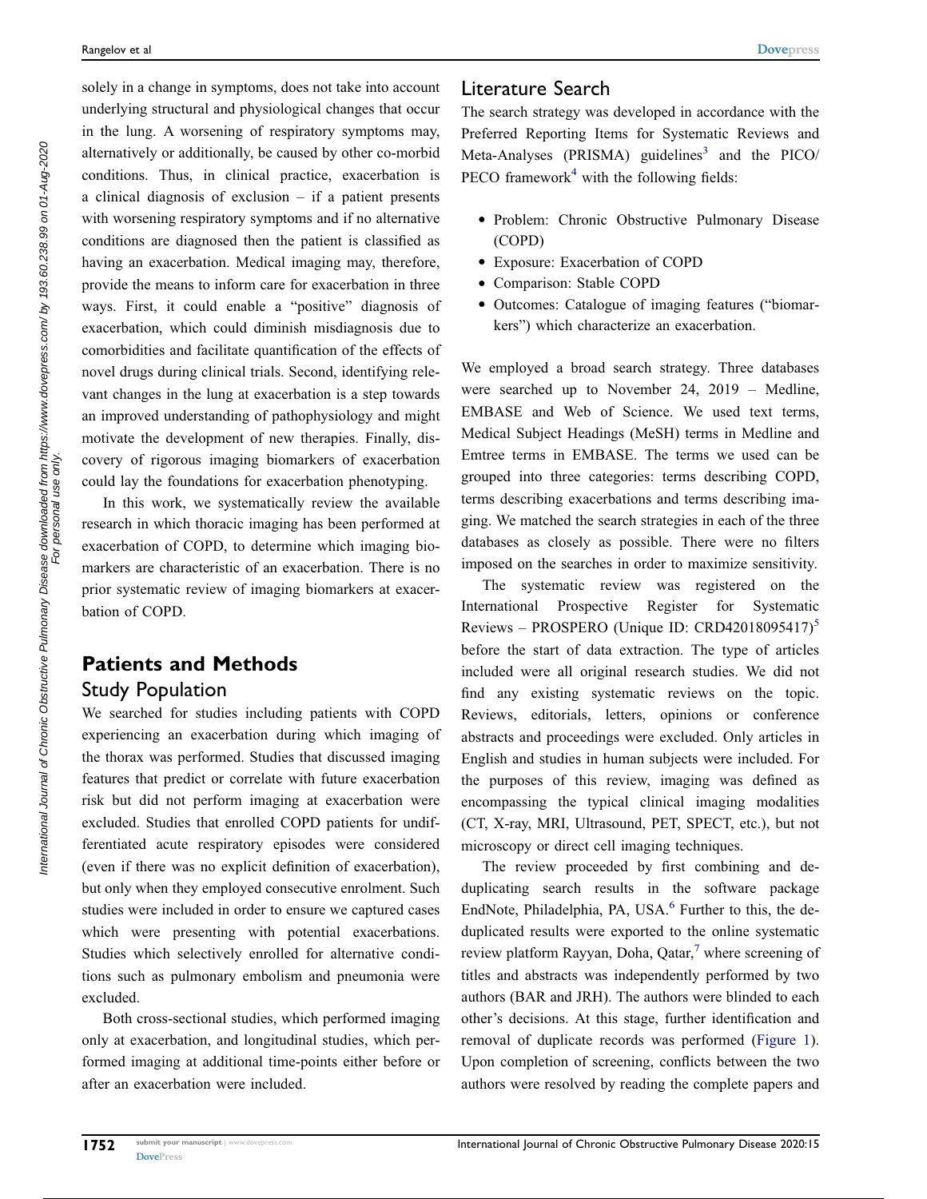solely in a change in symptoms, does not take into account underlying structural and physiological changes that occur in the lung. A worsening of respiratory symptoms may, alternatively or additionally, be caused by other co-morbid conditions. Thus, in clinical practice, exacerbation is a clinical diagnosis of exclusion – if a patient presents with worsening respiratory symptoms and if no alternative conditions are diagnosed then the patient is classified as having an exacerbation. Medical imaging may, therefore, provide the means to inform care for exacerbation in three ways. First, it could enable a "positive" diagnosis of exacerbation, which could diminish misdiagnosis due to comorbidities and facilitate quantification of the effects of novel drugs during clinical trials. Second, identifying relevant changes in the lung at exacerbation is a step towards an improved understanding of pathophysiology and might motivate the development of new therapies. Finally, discovery of rigorous imaging biomarkers of exacerbation could lay the foundations for exacerbation phenotyping.

In this work, we systematically review the available research in which thoracic imaging has been performed at exacerbation of COPD, to determine which imaging biomarkers are characteristic of an exacerbation. There is no prior systematic review of imaging biomarkers at exacerbation of COPD.

# Patients and Methods

## Study Population

We searched for studies including patients with COPD experiencing an exacerbation during which imaging of the thorax was performed. Studies that discussed imaging features that predict or correlate with future exacerbation risk but did not perform imaging at exacerbation were excluded. Studies that enrolled COPD patients for undifferentiated acute respiratory episodes were considered (even if there was no explicit definition of exacerbation), but only when they employed consecutive enrolment. Such studies were included in order to ensure we captured cases which were presenting with potential exacerbations. Studies which selectively enrolled for alternative conditions such as pulmonary embolism and pneumonia were excluded.

Both cross-sectional studies, which performed imaging only at exacerbation, and longitudinal studies, which performed imaging at additional time-points either before or after an exacerbation were included.

## Literature Search

The search strategy was developed in accordance with the Preferred Reporting Items for Systematic Reviews and Meta-Analyses (PRISMA) guidelines[3] and the PICO/PECO framework[4] with the following fields:

- Problem: Chronic Obstructive Pulmonary Disease (COPD)
- Exposure: Exacerbation of COPD
- Comparison: Stable COPD
- Outcomes: Catalogue of imaging features ("biomarkers") which characterize an exacerbation.

We employed a broad search strategy. Three databases were searched up to November 24, 2019 – Medline, EMBASE and Web of Science. We used text terms, Medical Subject Headings (MeSH) terms in Medline and Emtree terms in EMBASE. The terms we used can be grouped into three categories: terms describing COPD, terms describing exacerbations and terms describing imaging. We matched the search strategies in each of the three databases as closely as possible. There were no filters imposed on the searches in order to maximize sensitivity.

The systematic review was registered on the International Prospective Register for Systematic Reviews – PROSPERO (Unique ID: CRD42018095417)[5] before the start of data extraction. The type of articles included were all original research studies. We did not find any existing systematic reviews on the topic. Reviews, editorials, letters, opinions or conference abstracts and proceedings were excluded. Only articles in English and studies in human subjects were included. For the purposes of this review, imaging was defined as encompassing the typical clinical imaging modalities (CT, X-ray, MRI, Ultrasound, PET, SPECT, etc.), but not microscopy or direct cell imaging techniques.

The review proceeded by first combining and de-duplicating search results in the software package EndNote, Philadelphia, PA, USA.[6] Further to this, the de-duplicated results were exported to the online systematic review platform Rayyan, Doha, Qatar,[7] where screening of titles and abstracts was independently performed by two authors (BAR and JRH). The authors were blinded to each other's decisions. At this stage, further identification and removal of duplicate records was performed (Figure 1). Upon completion of screening, conflicts between the two authors were resolved by reading the complete papers and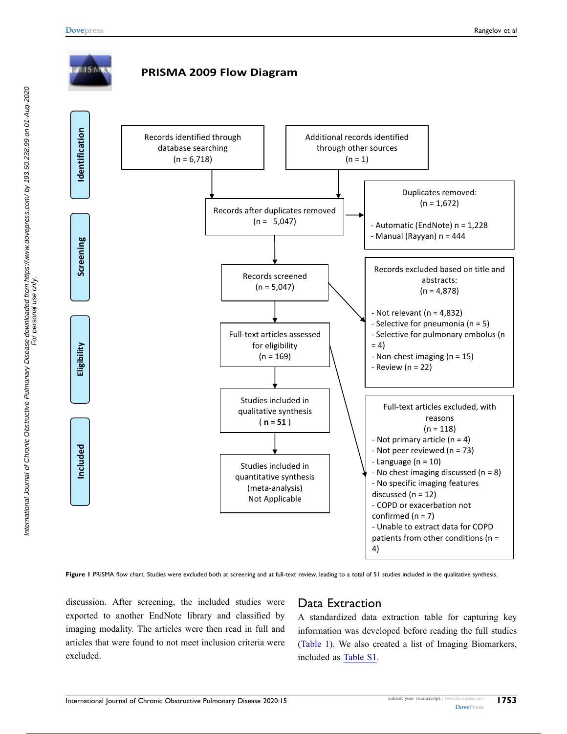**PRISMA 2009 Flow Diagram**

**Identification**

- Records identified through database searching (n = 6,718)
- Additional records identified through other sources (n = 1)

**Screening**

- Records after duplicates removed (n = 5,047)
- Duplicates removed: (n = 1,672)
  - Automatic (EndNote) n = 1,228
  - Manual (Rayyan) n = 444
- Records screened (n = 5,047)
- Records excluded based on title and abstracts: (n = 4,878)
  - Not relevant (n = 4,832)
  - Selective for pneumonia (n = 5)
  - Selective for pulmonary embolus (n = 4)
  - Non-chest imaging (n = 15)
  - Review (n = 22)

**Eligibility**

- Full-text articles assessed for eligibility (n = 169)
- Full-text articles excluded, with reasons (n = 118)
  - Not primary article (n = 4)
  - Not peer reviewed (n = 73)
  - Language (n = 10)
  - No chest imaging discussed (n = 8)
  - No specific imaging features discussed (n = 12)
  - COPD or exacerbation not confirmed (n = 7)
  - Unable to extract data for COPD patients from other conditions (n = 4)

**Included**

- Studies included in qualitative synthesis ( **n = 51** )
- Studies included in quantitative synthesis (meta-analysis) Not Applicable

**Figure 1** PRISMA flow chart. Studies were excluded both at screening and at full-text review, leading to a total of 51 studies included in the qualitative synthesis.

discussion. After screening, the included studies were exported to another EndNote library and classified by imaging modality. The articles were then read in full and articles that were found to not meet inclusion criteria were excluded.

## Data Extraction

A standardized data extraction table for capturing key information was developed before reading the full studies (Table 1). We also created a list of Imaging Biomarkers, included as Table S1.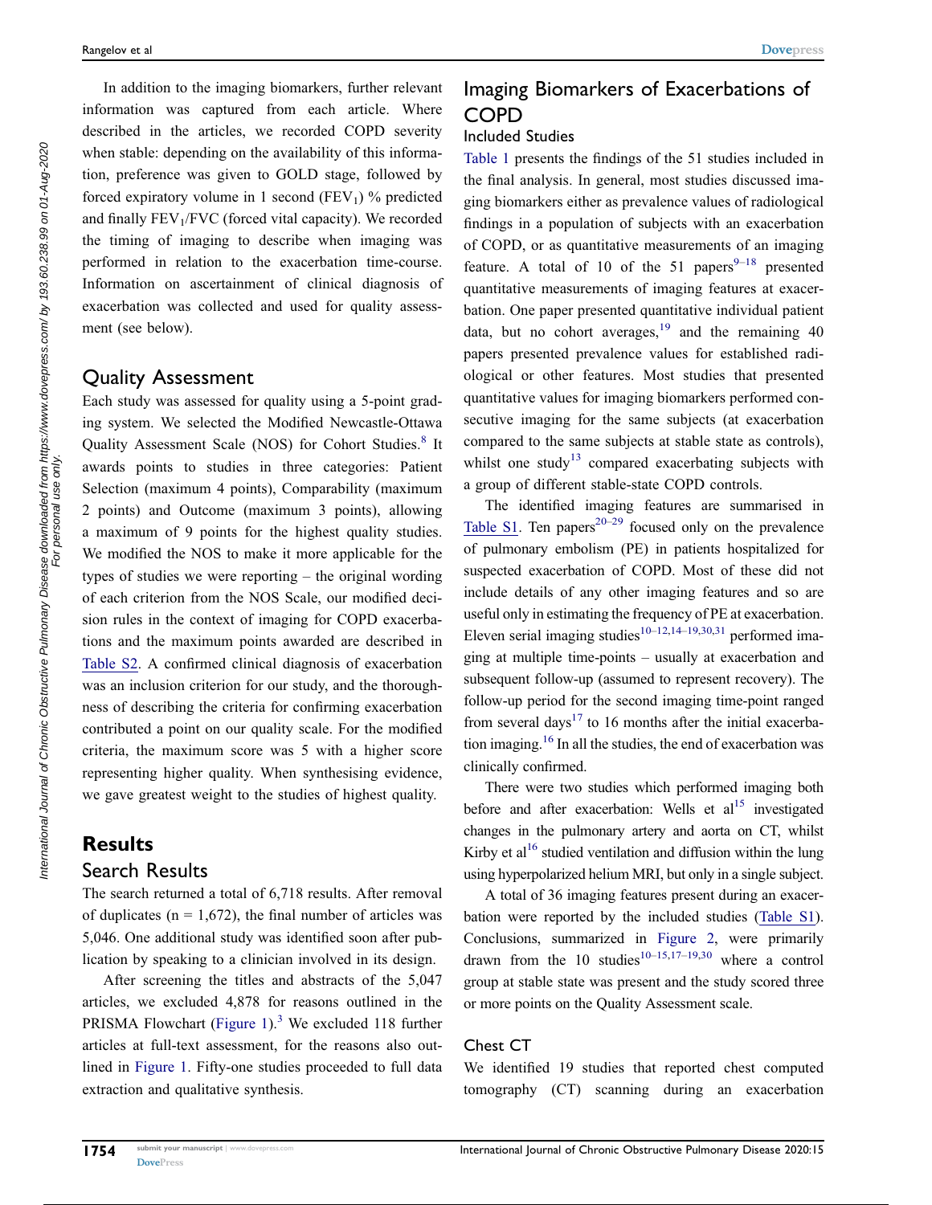In addition to the imaging biomarkers, further relevant information was captured from each article. Where described in the articles, we recorded COPD severity when stable: depending on the availability of this information, preference was given to GOLD stage, followed by forced expiratory volume in 1 second ($FEV_1$) % predicted and finally $FEV_1$/FVC (forced vital capacity). We recorded the timing of imaging to describe when imaging was performed in relation to the exacerbation time-course. Information on ascertainment of clinical diagnosis of exacerbation was collected and used for quality assessment (see below).

## Quality Assessment

Each study was assessed for quality using a 5-point grading system. We selected the Modified Newcastle-Ottawa Quality Assessment Scale (NOS) for Cohort Studies.[8] It awards points to studies in three categories: Patient Selection (maximum 4 points), Comparability (maximum 2 points) and Outcome (maximum 3 points), allowing a maximum of 9 points for the highest quality studies. We modified the NOS to make it more applicable for the types of studies we were reporting – the original wording of each criterion from the NOS Scale, our modified decision rules in the context of imaging for COPD exacerbations and the maximum points awarded are described in Table S2. A confirmed clinical diagnosis of exacerbation was an inclusion criterion for our study, and the thoroughness of describing the criteria for confirming exacerbation contributed a point on our quality scale. For the modified criteria, the maximum score was 5 with a higher score representing higher quality. When synthesising evidence, we gave greatest weight to the studies of highest quality.

# Results

## Search Results

The search returned a total of 6,718 results. After removal of duplicates (n = 1,672), the final number of articles was 5,046. One additional study was identified soon after publication by speaking to a clinician involved in its design.

After screening the titles and abstracts of the 5,047 articles, we excluded 4,878 for reasons outlined in the PRISMA Flowchart (Figure 1).[3] We excluded 118 further articles at full-text assessment, for the reasons also outlined in Figure 1. Fifty-one studies proceeded to full data extraction and qualitative synthesis.

# Imaging Biomarkers of Exacerbations of COPD

## Included Studies

Table 1 presents the findings of the 51 studies included in the final analysis. In general, most studies discussed imaging biomarkers either as prevalence values of radiological findings in a population of subjects with an exacerbation of COPD, or as quantitative measurements of an imaging feature. A total of 10 of the 51 papers[9–18] presented quantitative measurements of imaging features at exacerbation. One paper presented quantitative individual patient data, but no cohort averages,[19] and the remaining 40 papers presented prevalence values for established radiological or other features. Most studies that presented quantitative values for imaging biomarkers performed consecutive imaging for the same subjects (at exacerbation compared to the same subjects at stable state as controls), whilst one study[13] compared exacerbating subjects with a group of different stable-state COPD controls.

The identified imaging features are summarised in Table S1. Ten papers[20–29] focused only on the prevalence of pulmonary embolism (PE) in patients hospitalized for suspected exacerbation of COPD. Most of these did not include details of any other imaging features and so are useful only in estimating the frequency of PE at exacerbation. Eleven serial imaging studies[10–12,14–19,30,31] performed imaging at multiple time-points – usually at exacerbation and subsequent follow-up (assumed to represent recovery). The follow-up period for the second imaging time-point ranged from several days[17] to 16 months after the initial exacerbation imaging.[16] In all the studies, the end of exacerbation was clinically confirmed.

There were two studies which performed imaging both before and after exacerbation: Wells et al[15] investigated changes in the pulmonary artery and aorta on CT, whilst Kirby et al[16] studied ventilation and diffusion within the lung using hyperpolarized helium MRI, but only in a single subject.

A total of 36 imaging features present during an exacerbation were reported by the included studies (Table S1). Conclusions, summarized in Figure 2, were primarily drawn from the 10 studies[10–15,17–19,30] where a control group at stable state was present and the study scored three or more points on the Quality Assessment scale.

## Chest CT

We identified 19 studies that reported chest computed tomography (CT) scanning during an exacerbation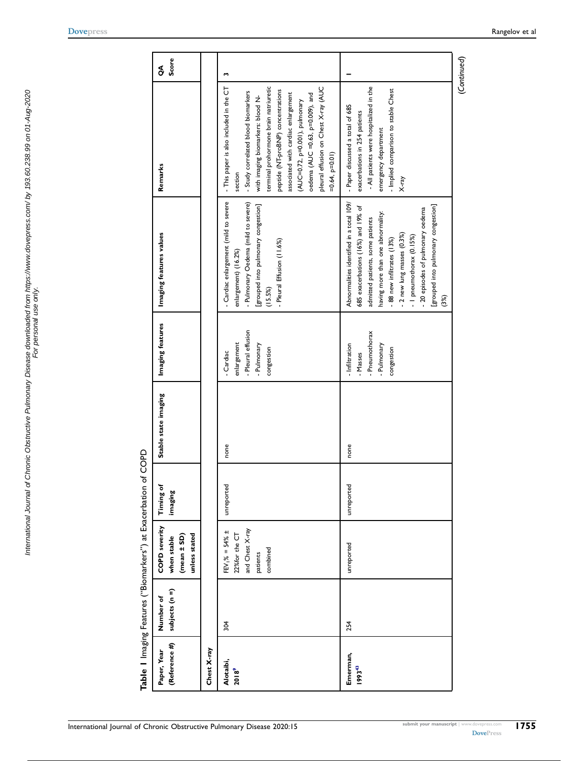**Table 1** Imaging Features ("Biomarkers") at Exacerbation of COPD

| Paper, Year (Reference #) | Number of subjects (n =) | COPD severity when stable (mean ± SD) unless stated | Timing of imaging | Stable state imaging | Imaging features | Imaging features values | Remarks | QA Score |
|---|---|---|---|---|---|---|---|---|
| **Chest X-ray** | | | | | | | | |
| **Alotaibi, 2018**[9] | 304 | $FEV_1\%$ = 54% ± 22%for the CT and Chest X-ray patients combined | unreported | none | - Cardiac enlargement<br>- Pleural effusion<br>- Pulmonary congestion | - Cardiac enlargement (mild to severe enlargement) (16.2%)<br>- Pulmonary Oedema (mild to severe) [grouped into pulmonary congestion] (15.5%)<br>- Pleural Effusion (11.6%) | - This paper is also included in the CT section<br>- Study correlated blood biomarkers with imaging biomarkers: blood N-terminal prohormone brain natriuretic peptide (NT-proBNP) concentrations associated with cardiac enlargement (AUC=0.72, p=0.001), pulmonary oedema (AUC =0.63, p=0.009), and pleural effusion on Chest X-ray (AUC =0.64, p=0.01) | 3 |
| **Emerman, 1993**[43] | 254 | unreported | unreported | none | - Infiltration<br>- Masses<br>- Pneumothorax<br>- Pulmonary congestion | Abnormalities identified in a total 109/685 exacerbations (16%) and 19% of admitted patients, some patients having more than one abnormality:<br>- 88 new infiltrates (13%)<br>- 2 new lung masses (0.3%)<br>- 1 pneumothorax (0.15%)<br>- 20 episodes of pulmonary oedema [grouped into pulmonary congestion] (3%) | - Paper discussed a total of 685 exacerbations in 254 patients<br>- All patients were hospitalized in the emergency department<br>- Implied comparison to stable Chest X-ray | 1 |

*(Continued)*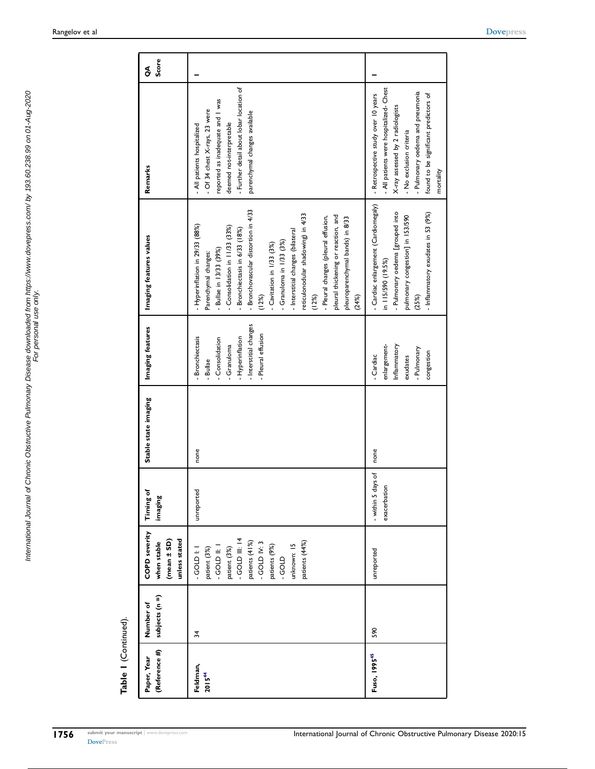**Table 1** (Continued).

| Paper, Year (Reference #) | Number of subjects (n =) | COPD severity when stable (mean ± SD) unless stated | Timing of imaging | Stable state imaging | Imaging features | Imaging features values | Remarks | QA Score |
|---|---|---|---|---|---|---|---|---|
| Feldman, 2015[44] | 34 | - GOLD I: 1 patient (3%)<br>- GOLD II: 1 patient (3%)<br>- GOLD III: 14 patients (41%)<br>- GOLD IV: 3 patients (9%)<br>- GOLD unknown: 15 patients (44%) | unreported | none | - Bronchiectasis<br>- Bullae<br>- Consolidation<br>- Granuloma<br>- Hyperinflation<br>- Interstitial changes<br>- Pleural effusion | - Hyperinflation in 29/33 (88%)<br>Parenchymal changes:<br>- Bullae in 13/33 (39%)<br>- Consolidation in 11/33 (33%)<br>- Bronchiectasis in 6/33 (18%)<br>- Bronchovascular distortion in 4/33 (12%)<br>- Cavitation in 1/33 (3%)<br>- Granuloma in 1/33 (3%)<br>- Interstitial changes (bilateral reticulonodular shadowing) in 4/33 (12%)<br>- Pleural changes (pleural effusion, pleural thickening or reaction, and pleuroparenchymal bands) in 8/33 (24%) | - All patients hospitalized<br>- Of 34 chest X-rays, 23 were reported as inadequate and 1 was deemed not-interpretable<br>- Further detail about lobar location of parenchymal changes available | 1 |
| Fuso, 1995[45] | 590 | unreported | - within 5 days of exacerbation | none | - Cardiac enlargement-<br>Inflammatory exudates<br>- Pulmonary congestion | - Cardiac enlargement (Cardiomegaly) in 115/590 (19.5%)<br>- Pulmonary oedema [grouped into pulmonary congestion] in 153/590 (25%)<br>- Inflammatory exudates in 53 (9%) | - Retrospective study over 10 years<br>- All patients were hospitalized- Chest X-ray assessed by 2 radiologists<br>- No exclusion criteria<br>- Pulmonary oedema and pneumonia found to be significant predictors of mortality | 1 |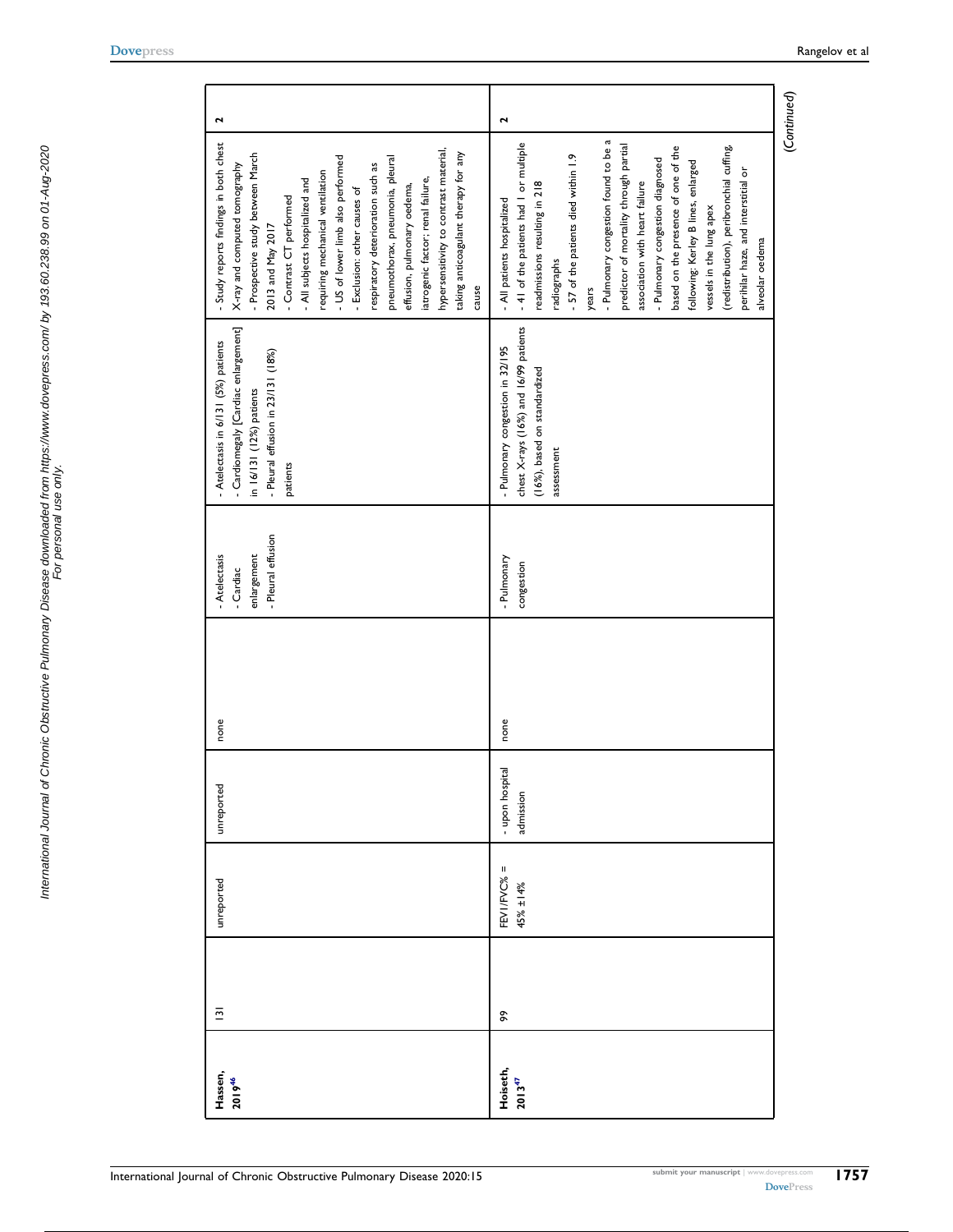| Hassen, 2019[46] | 131 | unreported | unreported | none | - Atelectasis<br>- Cardiac enlargement<br>- Pleural effusion | - Atelectasis in 6/131 (5%) patients<br>- Cardiomegaly [Cardiac enlargement] in 16/131 (12%) patients<br>- Pleural effusion in 23/131 (18%) patients | - Study reports findings in both chest X-ray and computed tomography<br>- Prospective study between March 2013 and May 2017<br>- Contrast CT performed<br>- All subjects hospitalized and requiring mechanical ventilation<br>- US of lower limb also performed<br>- Exclusion: other causes of respiratory deterioration such as pneumothorax, pneumonia, pleural effusion, pulmonary oedema, iatrogenic factor; renal failure, hypersensitivity to contrast material, taking anticoagulant therapy for any cause | 2 |
|---|---|---|---|---|---|---|---|---|
| Hoiseth, 2013[47] | 99 | FEV1/FVC% = 45% ±14% | - upon hospital admission | none | - Pulmonary congestion | - Pulmonary congestion in 32/195 chest X-rays (16%) and 16/99 patients (16%), based on standardized assessment | - All patients hospitalized<br>- 41 of the patients had 1 or multiple readmissions resulting in 218 radiographs<br>- 57 of the patients died within 1.9 years<br>- Pulmonary congestion found to be a predictor of mortality through partial association with heart failure<br>- Pulmonary congestion diagnosed based on the presence of one of the following: Kerley B lines, enlarged vessels in the lung apex (redistribution), peribronchial cuffing, perihilar haze, and interstitial or alveolar oedema | 2 |

(Continued)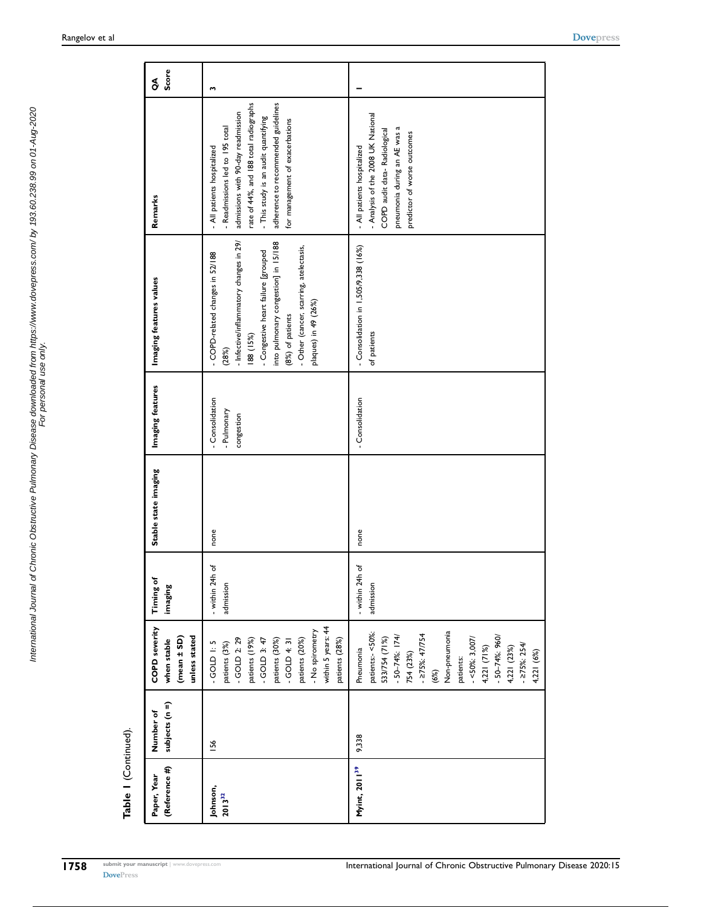**Table 1** (Continued).

| Paper, Year (Reference #) | Number of subjects (n =) | COPD severity when stable (mean ± SD) unless stated | Timing of imaging | Stable state imaging | Imaging features | Imaging features values | Remarks | QA Score |
|---|---|---|---|---|---|---|---|---|
| Johnson, 2013[32] | 156 | - GOLD 1: 5 patients (3%)<br>- GOLD 2: 29 patients (19%)<br>- GOLD 3: 47 patients (30%)<br>- GOLD 4: 31 patients (20%)<br>- No spirometry within 5 years: 44 patients (28%) | - within 24h of admission | none | - Consolidation<br>- Pulmonary congestion | - COPD-related changes in 52/188 (28%)<br>- Infective/inflammatory changes in 29/188 (15%)<br>- Congestive heart failure [grouped into pulmonary congestion] in 15/188 (8%) of patients<br>- Other (cancer, scarring, atelectasis, plaques) in 49 (26%) | - All patients hospitalized<br>- Readmissions led to 195 total admissions with 90-day readmission rate of 44%, and 188 total radiographs<br>- This study is an audit quantifying adherence to recommended guidelines for management of exacerbations | 3 |
| Myint, 2011[39] | 9,338 | Pneumonia patients:- <50%: 533/754 (71%)<br>- 50–74%: 174/754 (23%)<br>- ≥75%: 47/754 (6%)<br>Non-pneumonia patients:<br>- <50%: 3,007/4,221 (71%)<br>- 50–74%: 960/4,221 (23%)<br>- ≥75%: 254/4,221 (6%) | - within 24h of admission | none | - Consolidation | - Consolidation in 1,505/9,338 (16%) of patients | - All patients hospitalized<br>- Analysis of the 2008 UK National COPD audit data- Radiological pneumonia during an AE was a predictor of worse outcomes | 1 |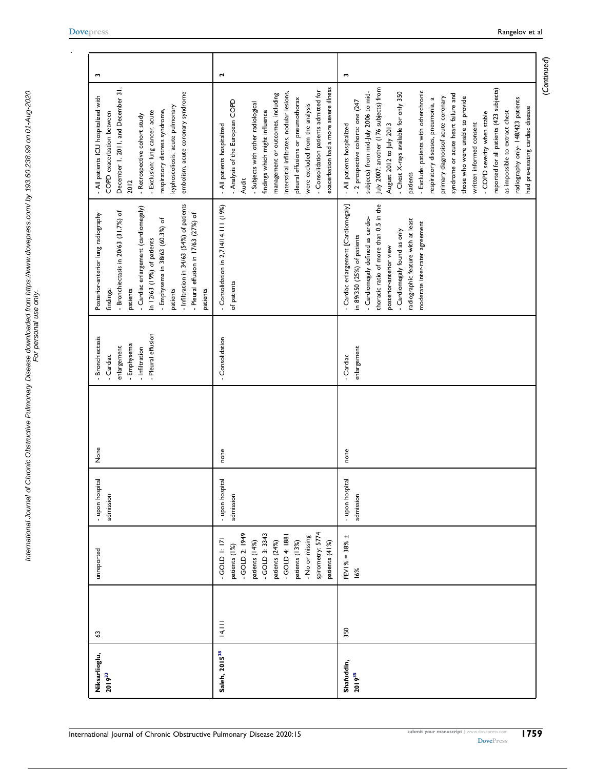| Niksarlioglu, 2019[33] | 63 | unreported | - upon hospital admission | None | - Bronchiectasis<br>- Cardiac enlargement<br>- Emphysema<br>- Infiltration<br>- Pleural effusion | Posterior-anterior lung radiography findings:<br>- Bronchiectasis in 20/63 (31.7%) of patients<br>- Cardiac enlargement (cardiomegaly) in 12/63 (19%) of patients<br>- Emphysema in 38/63 (60.3%) of patients<br>- Infiltration in 34/63 (54%) of patients<br>- Pleural effusion in 17/63 (27%) of patients | - All patients ICU hospitalized with COPD exacerbation between December 1, 2011, and December 31, 2012<br>- Retrospective cohort study<br>- Exclusion: lung cancer, acute respiratory distress syndrome, kyphoscoliosis, acute pulmonary embolism, acute coronary syndrome | 3 |
|---|---|---|---|---|---|---|---|---|
| Saleh, 2015[38] | 14,111 | - GOLD 1: 171 patients (1%)<br>- GOLD 2: 1949 patients (14%)<br>- GOLD 3: 3343 patients (24%)<br>- GOLD 4: 1881 patients (13%)<br>- No or missing spirometry: 5774 patients (41%) | - upon hospital admission | none | - Consolidation | - Consolidation in 2,714/14,111 (19%) of patients | - All patients hospitalized<br>- Analysis of the European COPD Audit<br>- Subjects with other radiological findings which might influence management or outcomes, including interstitial infiltrates, nodular lesions, pleural effusions or pneumothorax were excluded from the analysis<br>- Consolidation patients admitted for exacerbation had a more severe illness | 2 |
| Shafuddin, 2019[35] | 350 | FEV1% = 38% ± 16% | - upon hospital admission | none | - Cardiac enlargement | - Cardiac enlargement [Cardiomegaly] in 89/350 (25%) of patients<br>- Cardiomegaly defined as cardio-thoracic ratio of more than 0.5 in the posterior-anterior view<br>- Cardiomegaly found as only radiographic feature with at least moderate inter-rater agreement | - All patients hospitalized<br>- 2 prospective cohorts: one (247 subjects) from mid-July 2006 to mid-July 2007; another (176 subjects) from August 2012 to July 2013<br>- Chest X-rays available for only 350 patients<br>- Exclude: patients with otherchronic respiratory diseases, pneumonia, a primary diagnosisof acute coronary syndrome or acute heart failure and those who were unable to provide written informed consent<br>- COPD severity when stable reported for all patients (423 subjects) as impossible to extract chest radiography only- 148/423 patients had pre-existing cardiac disease | 3 |

(Continued)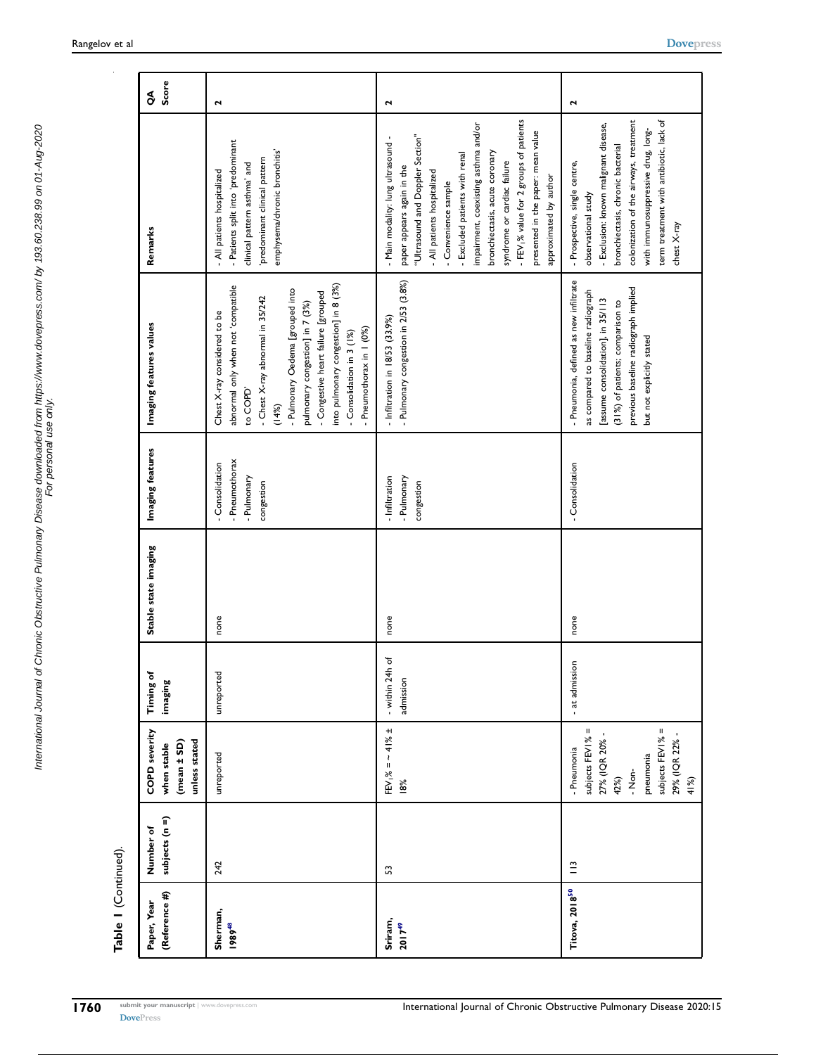**Table 1** (Continued).

| Paper, Year (Reference #) | Number of subjects (n =) | COPD severity when stable (mean ± SD) unless stated | Timing of imaging | Stable state imaging | Imaging features | Imaging features values | Remarks | QA Score |
|---|---|---|---|---|---|---|---|---|
| Sherman, 1989[48] | 242 | unreported | unreported | none | - Consolidation<br>- Pneumothorax<br>- Pulmonary congestion | Chest X-ray considered to be abnormal only when not 'compatible to COPD'<br>- Chest X-ray abnormal in 35/242 (14%)<br>- Pulmonary Oedema [grouped into pulmonary congestion] in 7 (3%)<br>- Congestive heart failure [grouped into pulmonary congestion] in 8 (3%)<br>- Consolidation in 3 (1%)<br>- Pneumothorax in 1 (0%) | - All patients hospitalized<br>- Patients split into 'predominant clinical pattern asthma' and 'predominant clinical pattern emphysema/chronic bronchitis' | 2 |
| Sriram, 2017[49] | 53 | $FEV_1\% = \sim 41\% \pm 18\%$ | - within 24h of admission | none | - Infiltration<br>- Pulmonary congestion | - Infiltration in 18/53 (33.9%)<br>- Pulmonary congestion in 2/53 (3.8%) | - Main modality: lung ultrasound - paper appears again in the "Ultrasound and Doppler Section"<br>- All patients hospitalized<br>- Convenience sample<br>- Excluded patients with renal impairment, coexisting asthma and/or bronchiectasis, acute coronary syndrome or cardiac failure<br>- $FEV_1\%$ value for 2 groups of patients presented in the paper: mean value approximated by author | 2 |
| Titova, 2018[50] | 113 | - Pneumonia subjects FEV1% = 27% (IQR 20% - 42%)<br>- Non-pneumonia subjects FEV1% = 29% (IQR 22% - 41%) | - at admission | none | - Consolidation | - Pneumonia, defined as new infiltrate as compared to baseline radiograph [assume consolidation], in 35/113 (31%) of patients; comparison to previous baseline radiograph implied but not explicitly stated | - Prospective, single centre, observational study<br>- Exclusion: known malignant disease, bronchiectasis, chronic bacterial colonization of the airways, treatment with immunosuppressive drug, long-term treatment with antibiotic, lack of chest X-ray | 2 |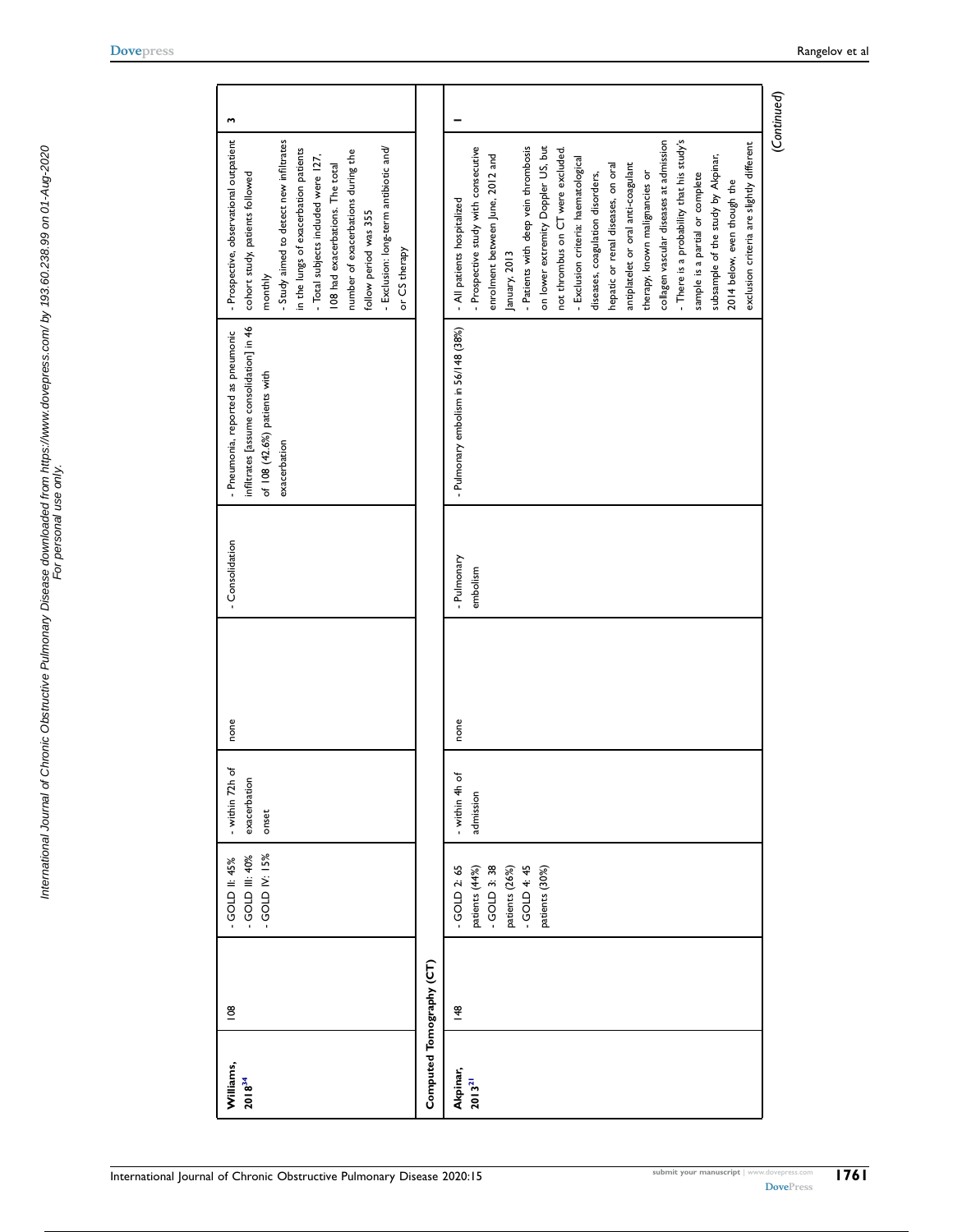| Williams, 2018[34] | 108 | - GOLD II: 45%<br>- GOLD III: 40%<br>- GOLD IV: 15% | - within 72h of exacerbation onset | none | - Consolidation | - Pneumonia, reported as pneumonic infiltrates [assume consolidation] in 46 of 108 (42.6%) patients with exacerbation | - Prospective, observational outpatient cohort study, patients followed monthly<br>- Study aimed to detect new infiltrates in the lungs of exacerbation patients<br>- Total subjects included were 127, 108 had exacerbations. The total number of exacerbations during the follow period was 355<br>- Exclusion: long-term antibiotic and/or CS therapy | 3 |
|---|---|---|---|---|---|---|---|---|
| **Computed Tomography (CT)** | | | | | | | | |
| Akpinar, 2013[21] | 148 | - GOLD 2: 65 patients (44%)<br>- GOLD 3: 38 patients (26%)<br>- GOLD 4: 45 patients (30%) | - within 4h of admission | none | - Pulmonary embolism | - Pulmonary embolism in 56/148 (38%) | - All patients hospitalized<br>- Prospective study with consecutive enrolment between June, 2012 and January, 2013<br>- Patients with deep vein thrombosis on lower extremity Doppler US, but not thrombus on CT were excluded.<br>- Exclusion criteria: haematological diseases, coagulation disorders, hepatic or renal diseases, on oral antiplatelet or oral anti-coagulant therapy, known malignancies or collagen vascular diseases at admission<br>- There is a probability that his study's sample is a partial or complete subsample of the study by Akpinar, 2014 below, even though the exclusion criteria are slightly different | 1 |

(Continued)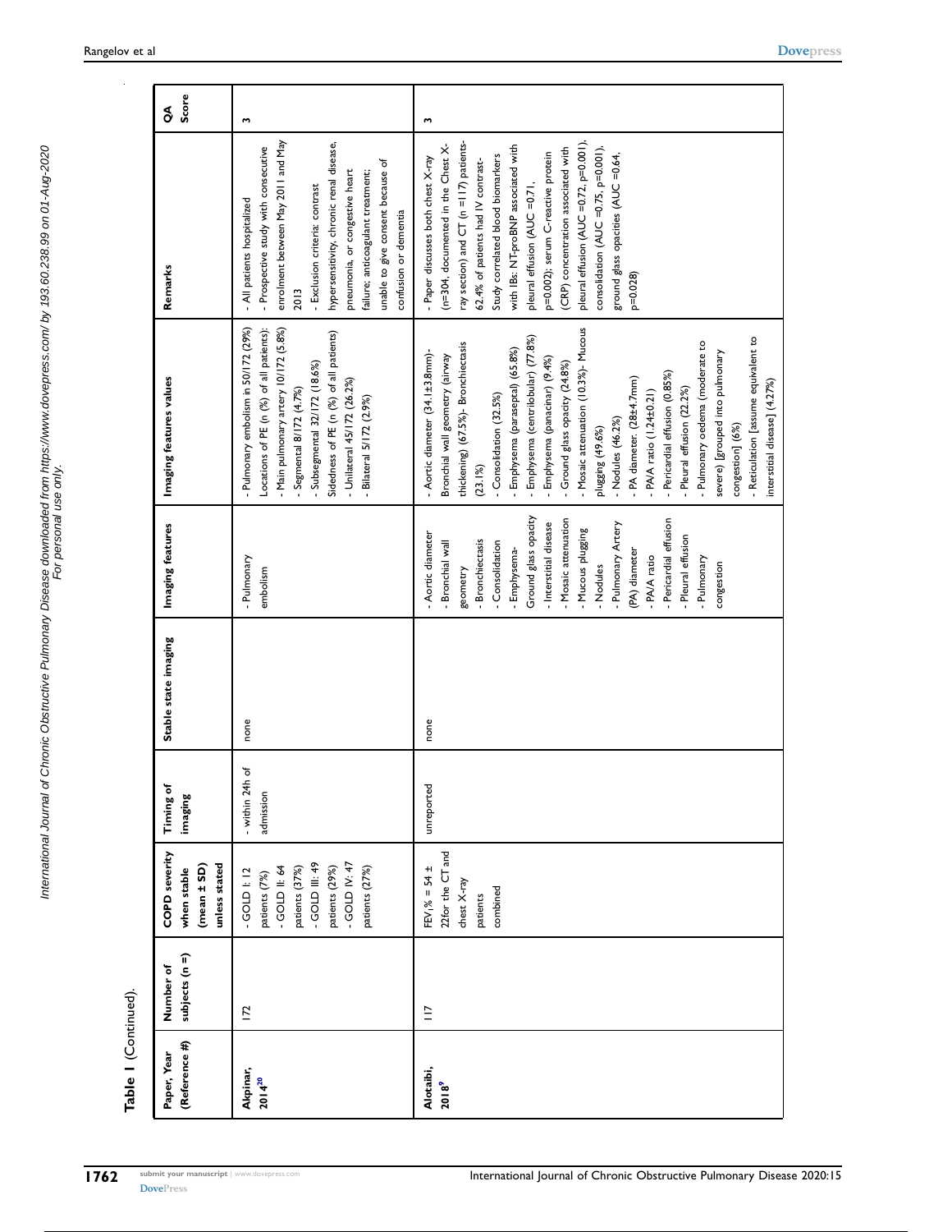**Table 1** (Continued).

| Paper, Year (Reference #) | Number of subjects (n =) | COPD severity when stable (mean ± SD) unless stated | Timing of imaging | Stable state imaging | Imaging features | Imaging features values | Remarks | QA Score |
|---|---|---|---|---|---|---|---|---|
| **Akpinar, 2014**[20] | 172 | - GOLD I: 12 patients (7%)<br>- GOLD II: 64 patients (37%)<br>- GOLD III: 49 patients (29%)<br>- GOLD IV: 47 patients (27%) | - within 24h of admission | none | - Pulmonary embolism | - Pulmonary embolism in 50/172 (29%)<br>Locations of PE (n (%) of all patients):<br>- Main pulmonary artery 10/172 (5.8%)<br>- Segmental 8/172 (4.7%)<br>- Subsegmental 32/172 (18.6%)<br>Sidedness of PE (n (%) of all patients)<br>- Unilateral 45/172 (26.2%)<br>- Bilateral 5/172 (2.9%) | - All patients hospitalized<br>- Prospective study with consecutive enrolment between May 2011 and May 2013<br>- Exclusion criteria: contrast hypersensitivity, chronic renal disease, pneumonia, or congestive heart failure; anticoagulant treatment; unable to give consent because of confusion or dementia | 3 |
| **Alotaibi, 2018**[9] | 117 | $FEV_1$% = 54 ± 22for the CT and chest X-ray patients combined | unreported | none | - Aortic diameter<br>- Bronchial wall geometry<br>- Bronchiectasis<br>- Consolidation<br>- Emphysema-<br>Ground glass opacity<br>- Interstitial disease<br>- Mosaic attenuation<br>- Mucous plugging<br>- Nodules<br>- Pulmonary Artery (PA) diameter<br>- PA/A ratio<br>- Pericardial effusion<br>- Pleural effusion<br>- Pulmonary congestion | - Aortic diameter (34.1±3.8mm)-<br>Bronchial wall geometry (airway thickening) (67.5%)- Bronchiectasis (23.1%)<br>- Consolidation (32.5%)<br>- Emphysema (paraseptal) (65.8%)<br>- Emphysema (centrilobular) (77.8%)<br>- Emphysema (panacinar) (9.4%)<br>- Ground glass opacity (24.8%)<br>- Mosaic attenuation (10.3%)- Mucous plugging (49.6%)<br>- Nodules (46.2%)<br>- PA diameter. (28±4.7mm)<br>- PA/A ratio (1.24±0.21)<br>- Pericardial effusion (0.85%)<br>- Pleural effusion (22.2%)<br>- Pulmonary oedema (moderate to severe) [grouped into pulmonary congestion] (6%)<br>- Reticulation [assume equivalent to interstitial disease] (4.27%) | - Paper discusses both chest X-ray (n=304, documented in the Chest X-ray section) and CT (n =117) patients-62.4% of patients had IV contrast-<br>Study correlated blood biomarkers with IBs: NT-proBNP associated with pleural effusion (AUC =0.71, p=0.002); serum C-reactive protein (CRP) concentration associated with pleural effusion (AUC =0.72, p=0.001), consolidation (AUC =0.75, p=0.001), ground glass opacities (AUC =0.64, p=0.028) | 3 |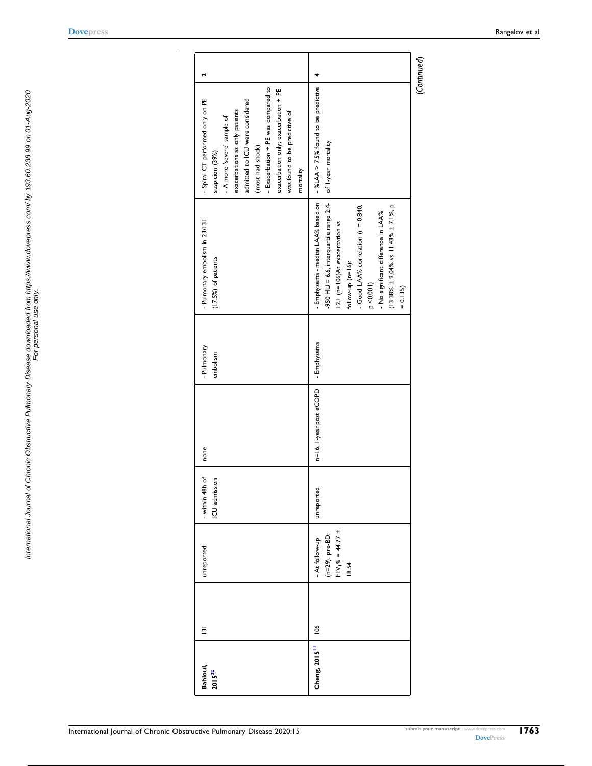| Bahloul, 2015[22] | 131 | unreported | - within 48h of ICU admission | none | - Pulmonary embolism | - Pulmonary embolism in 23/131 (17.5%) of patients | - Spiral CT performed only on PE suspicion (39%)<br>- A more 'severe' sample of exacerbations as only patients admitted to ICU were considered (most had shock)<br>- Exacerbation + PE was compared to exacerbation only; exacerbation + PE was found to be predictive of mortality | 2 |
|---|---|---|---|---|---|---|---|---|
| Cheng, 2015[11] | 106 | - At follow-up (n=29), pre-BD: $FEV_1$% = 44.77 ± 18.54 | unreported | n=16, 1-year post eCOPD | - Emphysema | - Emphysema - median LAA% based on -950 HU = 6.6, interquartile range 2.4-12.1 (n=106)At exacerbation vs follow-up (n=16):<br>- Good LAA% correlation (r = 0.840, p <0.001)<br>- No significant difference in LAA% (13.38% ± 9.04% vs 11.43% ± 7.1%, p = 0.135) | - %LAA > 7.5% found to be predictive of 1-year mortality | 4 |

*(Continued)*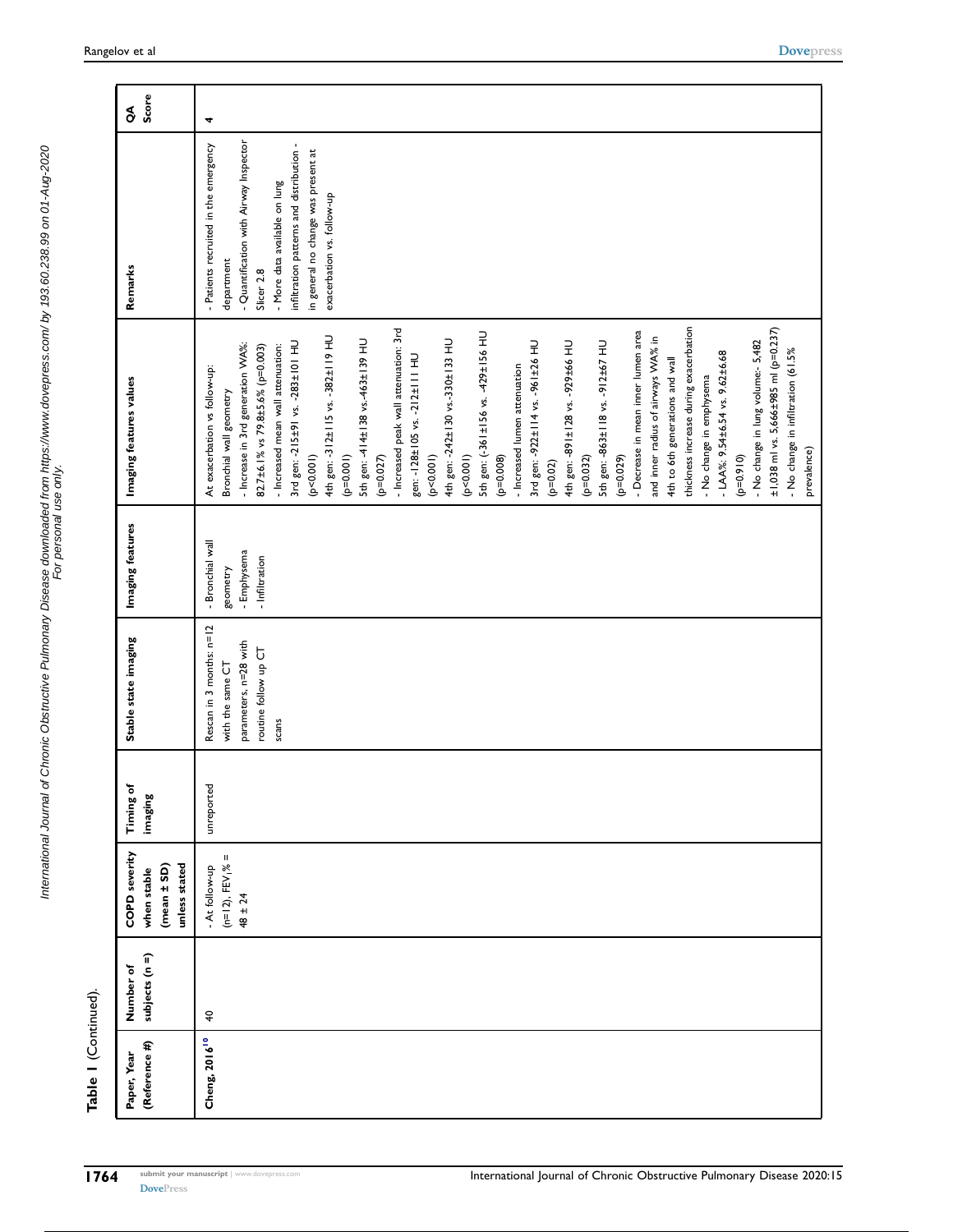**Table 1** (Continued).

| Paper, Year (Reference #) | Number of subjects (n =) | COPD severity when stable (mean ± SD) unless stated | Timing of imaging | Stable state imaging | Imaging features | Imaging features values | Remarks | QA Score |
|---|---|---|---|---|---|---|---|---|
| Cheng, 2016[10] | 40 | - At follow-up (n=12), FEV$_1$% = 48 ± 24 | unreported | Rescan in 3 months: n=12 with the same CT parameters, n=28 with routine follow up CT scans | - Bronchial wall geometry<br>- Emphysema<br>- Infiltration | At exacerbation vs follow-up:<br>Bronchial wall geometry<br>- Increase in 3rd generation WA%: 82.7±6.1% vs 79.8±5.6% (p=0.003)<br>- Increased mean wall attenuation: 3rd gen: -215±91 vs. -283±101 HU (p<0.001)<br>4th gen: -312±115 vs. -382±119 HU (p=0.001)<br>5th gen: -414±138 vs.-463±139 HU (p=0.027)<br>- Increased peak wall attenuation: 3rd gen: -128±105 vs. -212±111 HU (p<0.001)<br>4th gen: -242±130 vs.-330±133 HU (p<0.001)<br>5th gen: (-361±156 vs. -429±156 HU (p=0.008)<br>- Increased lumen attenuation<br>3rd gen: -922±114 vs. -961±26 HU (p=0.02)<br>4th gen: -891±128 vs. -929±66 HU (p=0.032)<br>5th gen: -863±118 vs. -912±67 HU (p=0.029)<br>- Decrease in mean inner lumen area and inner radius of airways WA% in 4th to 6th generations and wall thickness increase during exacerbation<br>- No change in emphysema<br>- LAA%: 9.54±6.54 vs. 9.62±6.68 (p=0.910)<br>- No change in lung volume:- 5,482 ±1,038 ml vs. 5,666±985 ml (p=0.237)<br>- No change in infiltration (61.5% prevalence) | - Patients recruited in the emergency department<br>- Quantification with Airway Inspector Slicer 2.8<br>- More data available on lung infiltration patterns and distribution - in general no change was present at exacerbation vs. follow-up | 4 |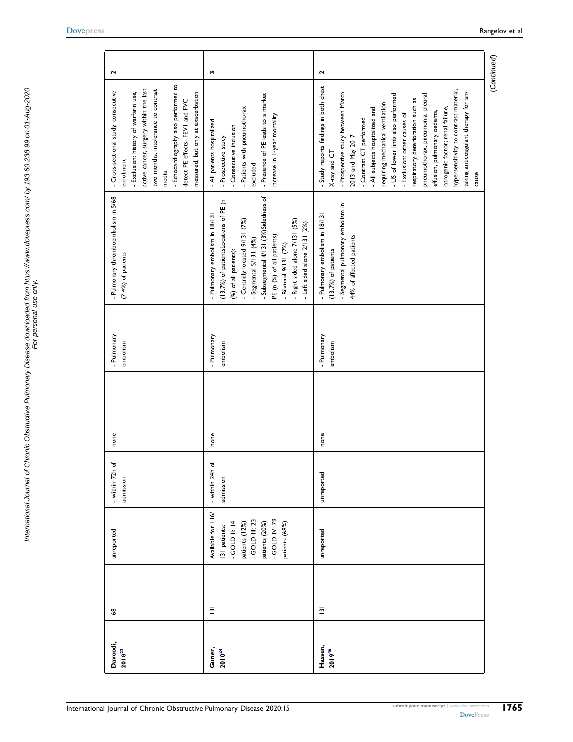| Davoodi, 2018[23] | 68 | unreported | - within 72h of admission | none | - Pulmonary embolism | - Pulmonary thromboembolism in 5/68 (7.4%) of patients | - Cross-sectional study, consecutive enrolment<br>- Exclusion: history of warfarin use, active cancer, surgery within the last two months, intolerance to contrast media<br>- Echocardiography also performed to detect PE effects- FEV1 and FVC measured, but only at exacerbation | 2 |
|---|---|---|---|---|---|---|---|---|
| Gunen, 2010[24] | 131 | Available for 116/131 patients:<br>- GOLD II: 14 patients (12%)<br>- GOLD III: 23 patients (20%)<br>- GOLD IV: 79 patients (68%) | - within 24h of admission | none | - Pulmonary embolism | - Pulmonary embolism in 18/131 (13.7%) of patientsLocations of PE (n (%) of all patients):<br>- Centrally located 9/131 (7%)<br>- Segmental 5/131 (4%)<br>- Subsegmental 4/131 (3%)Sidedness of PE (n (%) of all patients):<br>- Bilateral 9/131 (7%)<br>- Right sided alone 7/131 (5%)<br>- Left sided alone 2/131 (2%) | - All patients hospitalized<br>- Prospective study<br>- Consecutive inclusion<br>- Patients with pneumothorax excluded<br>- Presence of PE leads to a marked increase in 1-year mortality | 3 |
| Hassen, 2019[46] | 131 | unreported | unreported | none | - Pulmonary embolism | - Pulmonary embolism in 18/131 (13.7%) of patients<br>- Segmental pulmonary embolism in 44% of affected patients | - Study reports findings in both chest X-ray and CT<br>- Prospective study between March 2013 and May 2017<br>- Contrast CT performed<br>- All subjects hospitalized and requiring mechanical ventilation<br>- US of lower limb also performed<br>- Exclusion: other causes of respiratory deterioration such as pneumothorax, pneumonia, pleural effusion, pulmonary oedema, iatrogenic factor; renal failure, hypersensitivity to contrast material, taking anticoagulant therapy for any cause | 2 |

*(Continued)*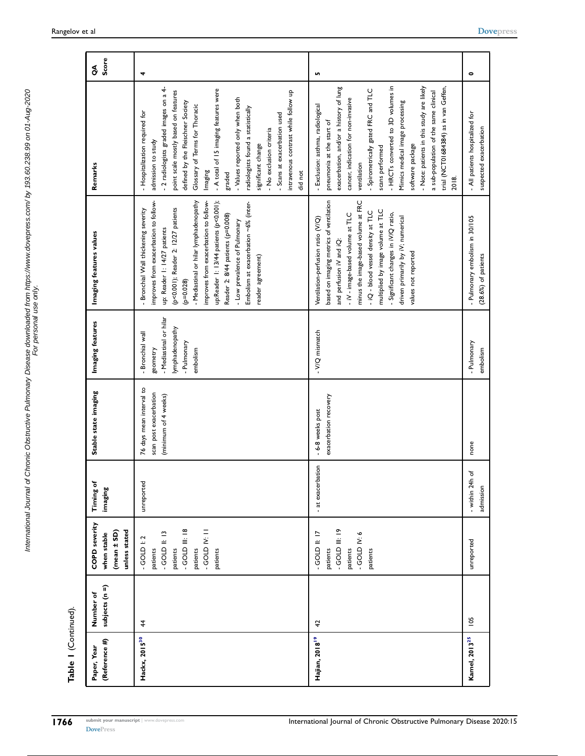**Table 1 (Continued).**

| Paper, Year (Reference #) | Number of subjects (n =) | COPD severity when stable (mean ± SD) unless stated | Timing of imaging | Stable state imaging | Imaging features | Imaging features values | Remarks | QA Score |
|---|---|---|---|---|---|---|---|---|
| Hackx, 2015[30] | 44 | - GOLD I: 2 patients<br>- GOLD II: 13 patients<br>- GOLD III: 18 patients<br>- GOLD IV: 11 patients | unreported | 76 days mean interval to scan post exacerbation (minimum of 4 weeks) | - Bronchial wall geometry<br>- Mediastinal or hilar lymphadenopathy<br>- Pulmonary embolism | - Bronchial Wall thickening severity improves from exacerbation to follow-up: Reader 1: 14/27 patients (p<0.001); Reader 2: 12/27 patients (p=0.028)<br>- Mediastinal or hilar lymphadenopathy improves from exacerbation to follow-up:Reader 1: 13/44 patients (p<0.001); Reader 2: 8/44 patients (p=0.008)<br>- Low prevalence of Pulmonary Embolism at exacerbation ~6% (inter-reader agreement) | - Hospitalization required for admission to study<br>- 2 radiologists graded images on a 4-point scale mostly based on features defined by the Fleischner Society Glossary of Terms for Thoracic Imaging<br>- A total of 15 imaging features were graded<br>- Values reported only when both radiologists found a statistically significant change<br>- No exclusion criteria<br>- Scans at exacerbation used intravenous contrast while follow up did not | 4 |
| Hajian, 2018[19] | 42 | - GOLD II: 17 patients<br>- GOLD III: 19 patients<br>- GOLD IV: 6 patients | - at exacerbation | - 6-8 weeks post exacerbation recovery | - V/Q mismatch | Ventilation-perfusion ratio (V/Q) based on imaging metrics of ventilation and perfusion iV and iQ:<br>- iV - image-based volume at TLC minus the image-based volume at FRC<br>- iQ - blood vessel density at TLC multiplied by image volume at TLC<br>- Significant changes in iV/Q ratio, driven primarily by iV; numerical values not reported | - Exclusion: asthma, radiological pneumonia at the start of exacerbation, and/or a history of lung cancer, indication for non-invasive ventilation<br>- Spirometrically gated FRC and TLC scans performed<br>- HRCTs converted to 3D volumes in Mimics medical image processing software package<br>- Note: patients in this study are likely a sub-population of the same clinical trial (NCT01684384) as in van Geffen, 2018. | 5 |
| Kamel, 2013[25] | 105 | unreported | - within 24h of admission | none | - Pulmonary embolism | - Pulmonary embolism in 30/105 (28.6%) of patients | - All patients hospitalized for suspected exacerbation | 0 |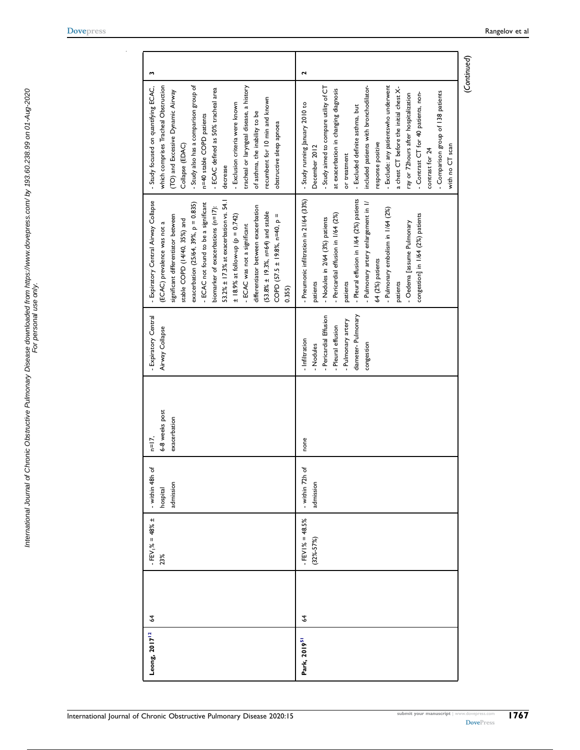| Leong, 2017[12] | 64 | | - $FEV_1$% = 48% ± 23% | - within 48h of hospital admission | n=17, 6-8 weeks post exacerbation | - Expiratory Central Airway Collapse | - Expiratory Central Airway Collapse (ECAC) prevalence was not a significant differentiator between stable COPD (14/40, 35%) and exacerbation (25/64, 39%, p = 0.835)<br>- ECAC not found to be a significant biomarker of exacerbations (n=17): 53.2% ± 17.3% at exacerbation vs. 54.1 ± 18.9% at follow-up (p = 0.742)<br>- ECAC was not a significant differentiator between exacerbation (53.8% ± 19.3%, n=64) and stable COPD (57.5 ± 19.8%, n=40, p = 0.355) | - Study focused on quantifying ECAC, which comprises Tracheal Obstruction (TO) and Excessive Dynamic Airway Collapse (EDAC)<br>- Study also has a comparison group of n=40 stable COPD patients<br>- ECAC defined as 50% tracheal area decrease<br>- Exclusion criteria were known tracheal or laryngeal disease, a history of asthma, the inability to be recumbent for 10 min and known obstructive sleep apnoea | 3 |
|---|---|---|---|---|---|---|---|---|---|
| Park, 2019[51] | 64 | | - FEV1% = 48.5% (32%-57%) | - within 72h of admission | none | - Infiltration<br>- Nodules<br>- Pericardial Effusion<br>- Pleural effusion<br>- Pulmonary artery diameter- Pulmonary congestion | - Pneumonic infiltration in 21/64 (33%) patients<br>- Nodules in 2/64 (3%) patients<br>- Pericardial effusion in 1/64 (2%) patients<br>- Pleural effusion in 1/64 (2%) patients<br>- Pulmonary artery enlargement in 1/64 (2%) patients<br>- Pulmonary embolism in 1/64 (2%) patients<br>- Oedema [assume Pulmonary congestion] in 1/64 (2%) patients | - Study running January 2010 to December 2012<br>- Study aimed to compare utility of CT at exacerbation in changing diagnosis or treatment<br>- Excluded definite asthma, but included patients with bronchodilator-response positive<br>- Exclude: any patientswho underwent a chest CT before the initial chest X-ray or 72hours after hospitalization<br>- Contrast CT for 40 patients, non-contrast for 24<br>- Comparison group of 138 patients with no CT scan | 2 |

(Continued)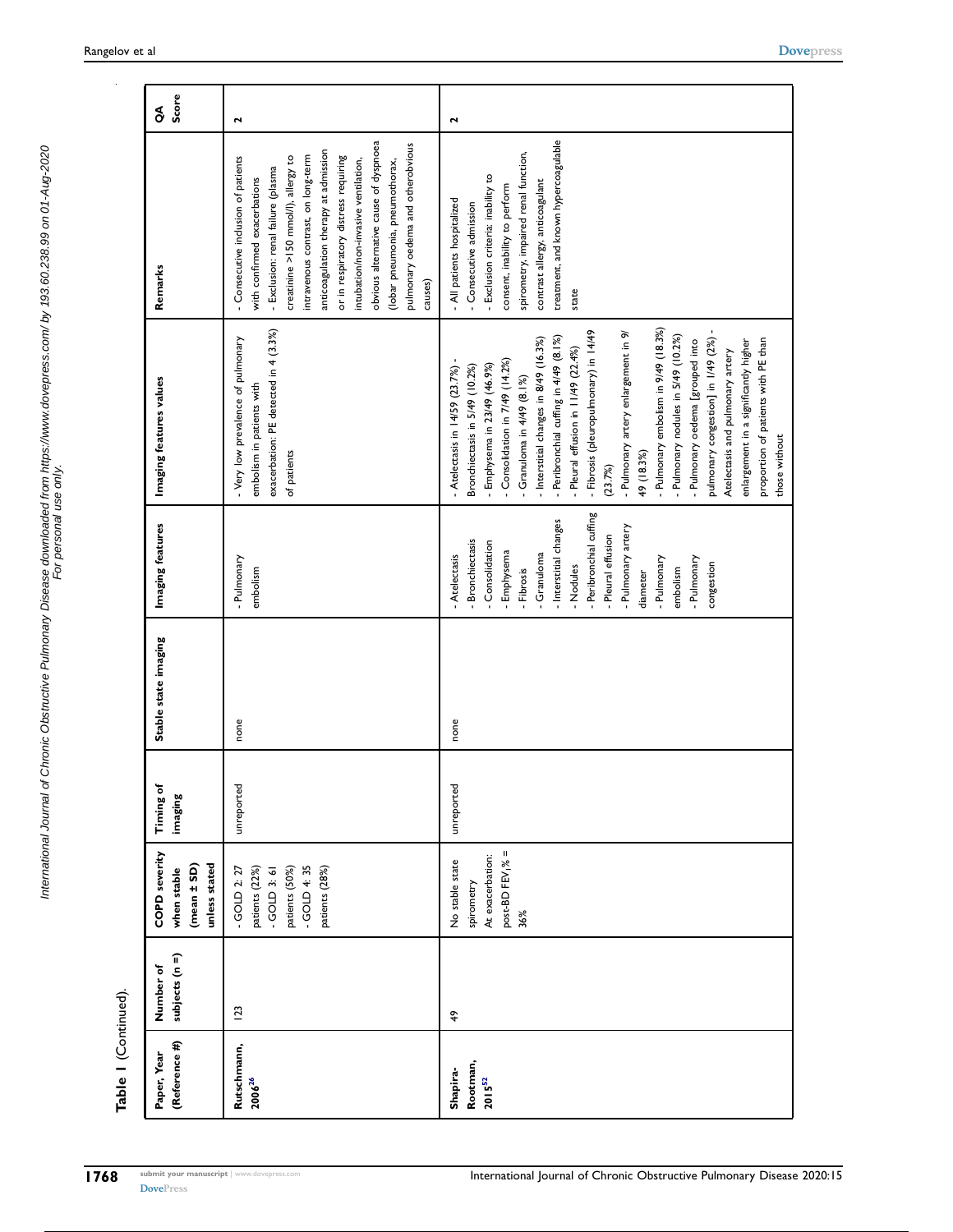**Table 1** (Continued).

| Paper, Year (Reference #) | Number of subjects (n =) | COPD severity when stable (mean ± SD) unless stated | Timing of imaging | Stable state imaging | Imaging features | Imaging features values | Remarks | QA Score |
|---|---|---|---|---|---|---|---|---|
| Rutschmann, 2006[26] | 123 | - GOLD 2: 27 patients (22%)<br>- GOLD 3: 61 patients (50%)<br>- GOLD 4: 35 patients (28%) | unreported | none | - Pulmonary embolism | - Very low prevalence of pulmonary embolism in patients with exacerbation: PE detected in 4 (3.3%) of patients | - Consecutive inclusion of patients with confirmed exacerbations<br>- Exclusion: renal failure (plasma creatinine >150 mmol/l), allergy to intravenous contrast, on long-term anticoagulation therapy at admission or in respiratory distress requiring intubation/non-invasive ventilation, obvious alternative cause of dyspnoea (lobar pneumonia, pneumothorax, pulmonary oedema and otherobvious causes) | 2 |
| Shapira-Rootman, 2015[52] | 49 | No stable state spirometry<br>At exacerbation: post-BD $FEV_1$% = 36% | unreported | none | - Atelectasis<br>- Bronchiectasis<br>- Consolidation<br>- Emphysema<br>- Fibrosis<br>- Granuloma<br>- Interstitial changes<br>- Nodules<br>- Peribronchial cuffing<br>- Pleural effusion<br>- Pulmonary artery diameter<br>- Pulmonary embolism<br>- Pulmonary congestion | - Atelectasis in 14/59 (23.7%) - Bronchiectasis in 5/49 (10.2%)<br>- Emphysema in 23/49 (46.9%)<br>- Consolidation in 7/49 (14.2%)<br>- Granuloma in 4/49 (8.1%)<br>- Interstitial changes in 8/49 (16.3%)<br>- Peribronchial cuffing in 4/49 (8.1%)<br>- Pleural effusion in 11/49 (22.4%)<br>- Fibrosis (pleuropulmonary) in 14/49 (23.7%)<br>- Pulmonary artery enlargement in 9/49 (18.3%)<br>- Pulmonary embolism in 9/49 (18.3%)<br>- Pulmonary nodules in 5/49 (10.2%)<br>- Pulmonary oedema [grouped into pulmonary congestion] in 1/49 (2%) - Atelectasis and pulmonary artery enlargement in a significantly higher proportion of patients with PE than those without | - All patients hospitalized<br>- Consecutive admission<br>- Exclusion criteria: inability to consent, inability to perform spirometry, impaired renal function, contrast allergy, anticoagulant treatment, and known hypercoagulable state | 2 |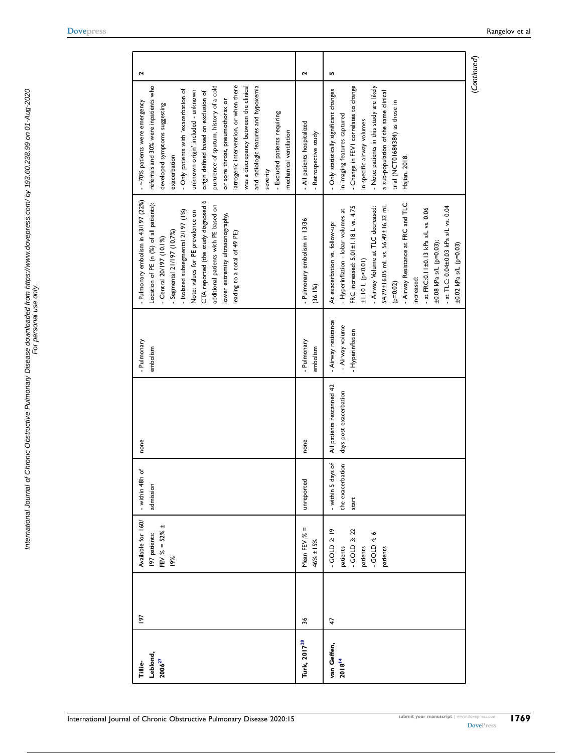| Tillie-Leblond, 2006[27] | 197 | | Available for 160/197 patients: $FEV_1\%$ = 52% ± 19% | - within 48h of admission | none | - Pulmonary embolism | - Pulmonary embolism in 43/197 (22%)<br>Location of PE (n (%) of all patients):<br>- Central 20/197 (10.1%)<br>- Segmental 21/197 (10.7%)<br>- Isolated subsegmental 2/197 (1%)<br>Note: values for PE prevalence on CTA reported (the study diagnosed 6 additional patients with PE based on lower extremity ultrasonography, leading to a total of 49 PE) | - ~70% patients were emergency referrals and 30% were inpatients who developed symptoms suggesting exacerbation<br>- Only patients with 'exacerbation of unknown origin' included - unknown origin defined based on exclusion of purulence of sputum, history of a cold or sore throat, pneumothorax or iatrogenic intervention, or when there was a discrepancy between the clinical and radiologic features and hypoxemia severity<br>- Excluded patients requiring mechanical ventilation | 2 |
|---|---|---|---|---|---|---|---|---|---|
| Turk, 2017[28] | 36 | | Mean $FEV_1\%$ = 46% ±15% | unreported | none | - Pulmonary embolism | - Pulmonary embolism in 13/36 (36.1%) | - All patients hospitalized<br>- Retrospective study | 2 |
| van Geffen, 2018[14] | 47 | | - GOLD 2: 19 patients<br>- GOLD 3: 22 patients<br>- GOLD 4: 6 patients | - within 5 days of the exacerbation start | All patients rescanned 42 days post exacerbation | - Airway resistance<br>- Airway volume<br>- Hyperinflation | At exacerbation vs. follow-up:<br>- Hyperinflation - lobar volumes at FRC increased: 5.01±1.18 L vs. 4.75 ±1.10 L (p<0.01)<br>- Airway Volume at TLC decreased: 54.79±16.05 mL vs. 56.49±16.32 mL (p=0.02)<br>- Airway Resistance at FRC and TLC increased:<br>- at FRC:0.11±0.13 kPa s/L vs. 0.06 ±0.08 kPa s/L (p=0.03);<br>- at TLC: 0.04±0.03 kPa s/L vs. 0.04 ±0.02 kPa s/L (p=0.03) | - Only statistically significant changes in imaging features captured<br>- Change in FEV1 correlates to change in specific airway volumes<br>- Note: patients in this study are likely a sub-population of the same clinical trial (NCT01684384) as those in Hajian, 2018. | 5 |

(Continued)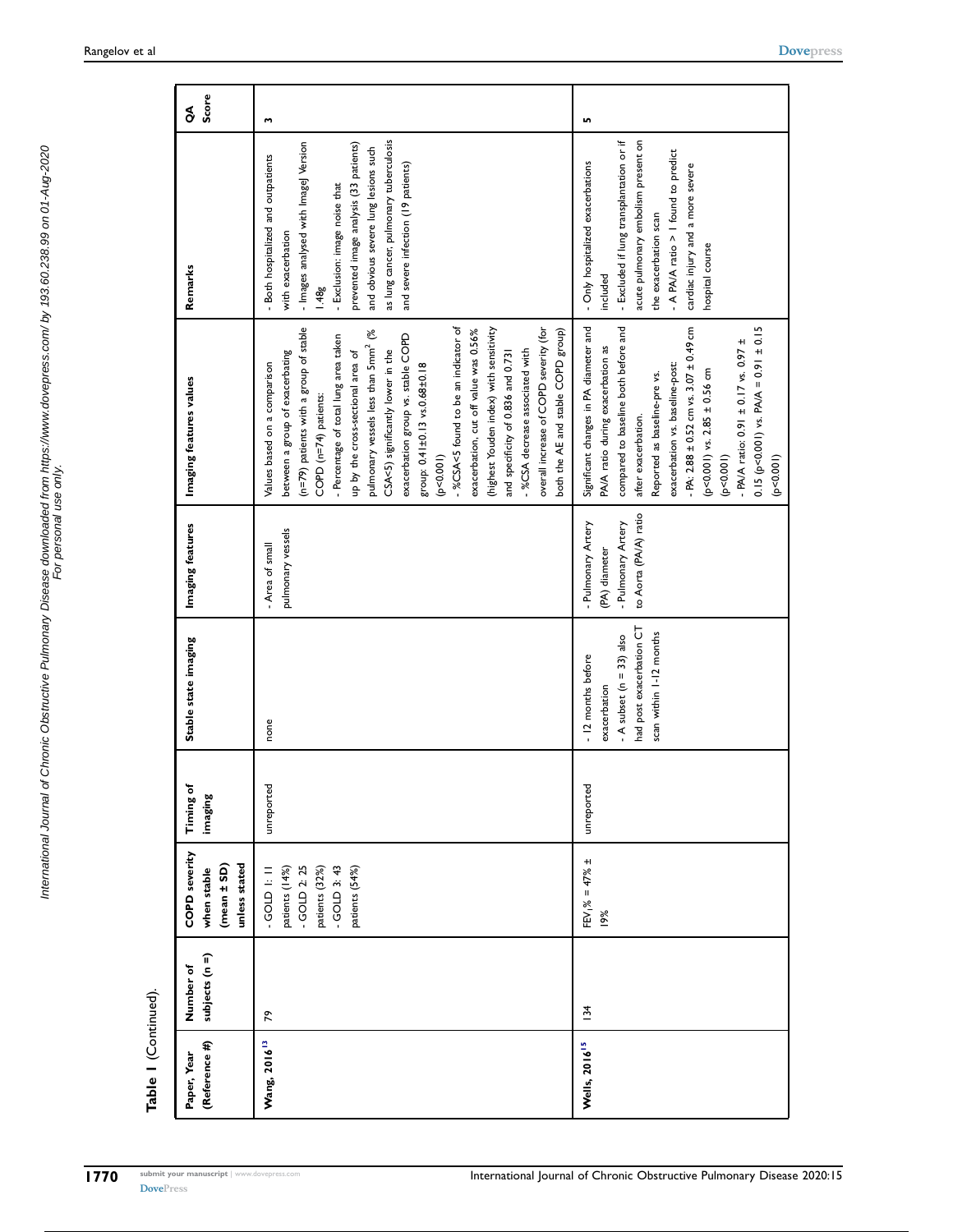**Table 1** (Continued).

| Paper, Year (Reference #) | Number of subjects (n =) | COPD severity when stable (mean ± SD) unless stated | Timing of imaging | Stable state imaging | Imaging features | Imaging features values | Remarks | QA Score |
|---|---|---|---|---|---|---|---|---|
| **Wang, 2016**[13] | 79 | - GOLD 1: 11 patients (14%)<br>- GOLD 2: 25 patients (32%)<br>- GOLD 3: 43 patients (54%) | unreported | none | - Area of small pulmonary vessels | Values based on a comparison between a group of exacerbating (n=79) patients with a group of stable COPD (n=74) patients:<br>- Percentage of total lung area taken up by the cross-sectional area of pulmonary vessels less than 5mm$^2$ (% CSA<5) significantly lower in the exacerbation group vs. stable COPD group: 0.41±0.13 vs.0.68±0.18 (p<0.001)<br>- %CSA<5 found to be an indicator of exacerbation, cut off value was 0.56% (highest Youden index) with sensitivity and specificity of 0.836 and 0.731<br>- %CSA decrease associated with overall increase of COPD severity (for both the AE and stable COPD group) | - Both hospitalized and outpatients with exacerbation<br>- Images analysed with ImageJ Version 1.48g<br>- Exclusion: image noise that prevented image analysis (33 patients) and obvious severe lung lesions such as lung cancer, pulmonary tuberculosis and severe infection (19 patients) | 3 |
| **Wells, 2016**[15] | 134 | $FEV_1$% = 47% ± 19% | unreported | - 12 months before exacerbation<br>- A subset (n = 33) also had post exacerbation CT scan within 1-12 months | - Pulmonary Artery (PA) diameter<br>- Pulmonary Artery to Aorta (PA/A) ratio | Significant changes in PA diameter and PA/A ratio during exacerbation as compared to baseline both before and after exacerbation.<br>Reported as baseline-pre vs. exacerbation vs. baseline-post:<br>- PA: 2.88 ± 0.52 cm vs. 3.07 ± 0.49 cm (p<0.001) vs. 2.85 ± 0.56 cm (p<0.001)<br>- PA/A ratio: 0.91 ± 0.17 vs. 0.97 ± 0.15 (p<0.001) vs. PA/A = 0.91 ± 0.15 (p<0.001) | - Only hospitalized exacerbations included<br>- Excluded if lung transplantation or if acute pulmonary embolism present on the exacerbation scan<br>- A PA/A ratio > 1 found to predict cardiac injury and a more severe hospital course | 5 |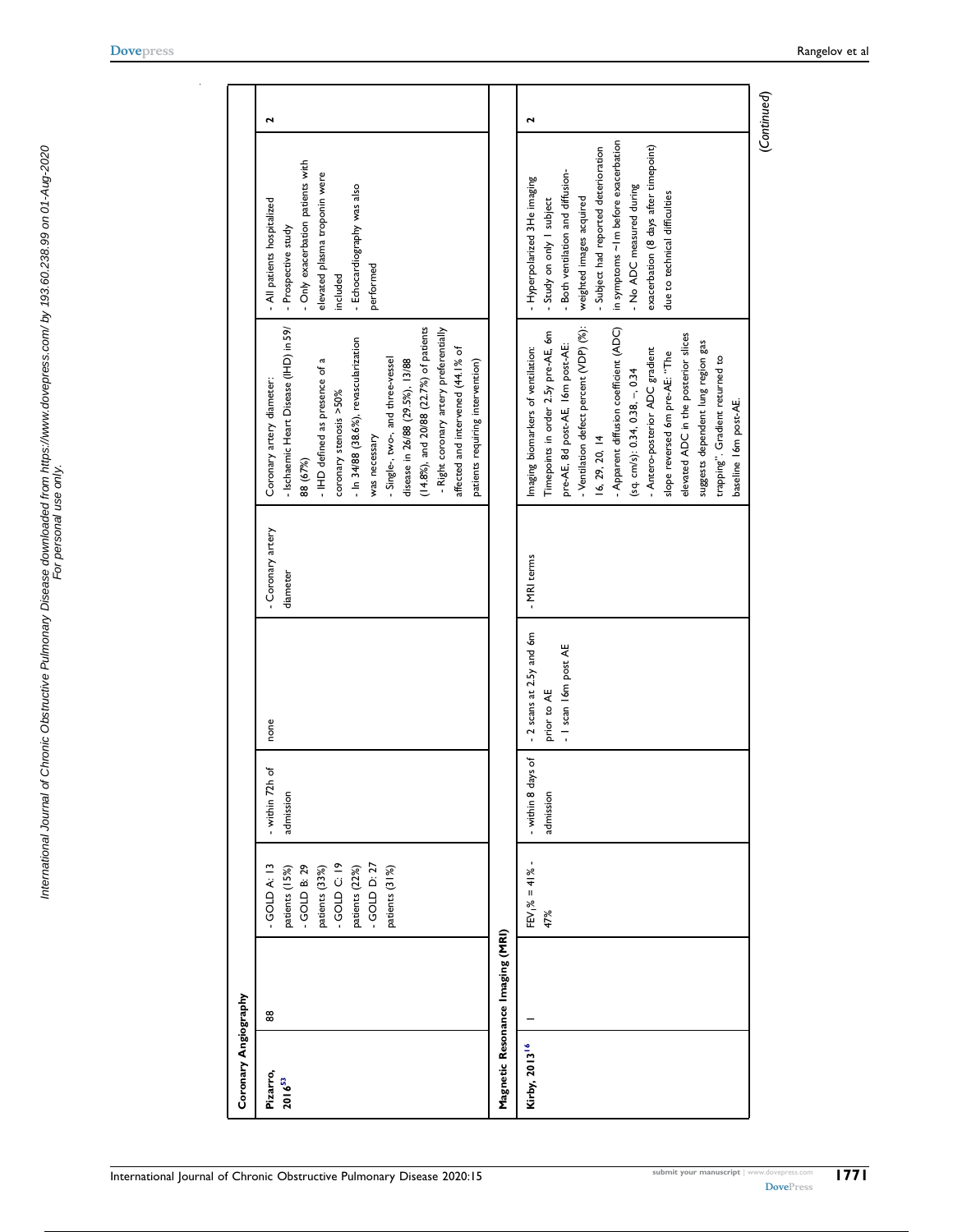| | | | | | | | | | |
|---|---|---|---|---|---|---|---|---|---|
| **Coronary Angiography** | | | | | | | | | |
| **Pizarro, 2016**[53] | 88 | | - GOLD A: 13 patients (15%)<br>- GOLD B: 29 patients (33%)<br>- GOLD C: 19 patients (22%)<br>- GOLD D: 27 patients (31%) | - within 72h of admission | none | - Coronary artery diameter | Coronary artery diameter:<br>- Ischaemic Heart Disease (IHD) in 59/88 (67%)<br>- IHD defined as presence of a coronary stenosis >50%<br>- In 34/88 (38.6%), revascularization was necessary<br>- Single-, two-, and three-vessel disease in 26/88 (29.5%), 13/88 (14.8%), and 20/88 (22.7%) of patients<br>- Right coronary artery preferentially affected and intervened (44.1% of patients requiring intervention) | - All patients hospitalized<br>- Prospective study<br>- Only exacerbation patients with elevated plasma troponin were included<br>- Echocardiography was also performed | 2 |
| **Magnetic Resonance Imaging (MRI)** | | | | | | | | | |
| **Kirby, 2013**[16] | 1 | | $FEV_1\%$ = 41% - 47% | - within 8 days of admission | - 2 scans at 2.5y and 6m prior to AE<br>- 1 scan 16m post AE | - MRI terms | Imaging biomarkers of ventilation:<br>Timepoints in order 2.5y pre-AE, 6m pre-AE, 8d post-AE, 16m post-AE:<br>- Ventilation defect percent (VDP) (%): 16, 29, 20, 14<br>- Apparent diffusion coefficient (ADC) (sq. cm/s): 0.34, 0.38, –, 0.34<br>- Antero-posterior ADC gradient slope reversed 6m pre-AE: "The elevated ADC in the posterior slices suggests dependent lung region gas trapping". Gradient returned to baseline 16m post-AE. | - Hyperpolarized 3He imaging<br>- Study on only 1 subject<br>- Both ventilation and diffusion-weighted images acquired<br>- Subject had reported deterioration in symptoms ~1m before exacerbation<br>- No ADC measured during exacerbation (8 days after timepoint) due to technical difficulties | 2 |

(Continued)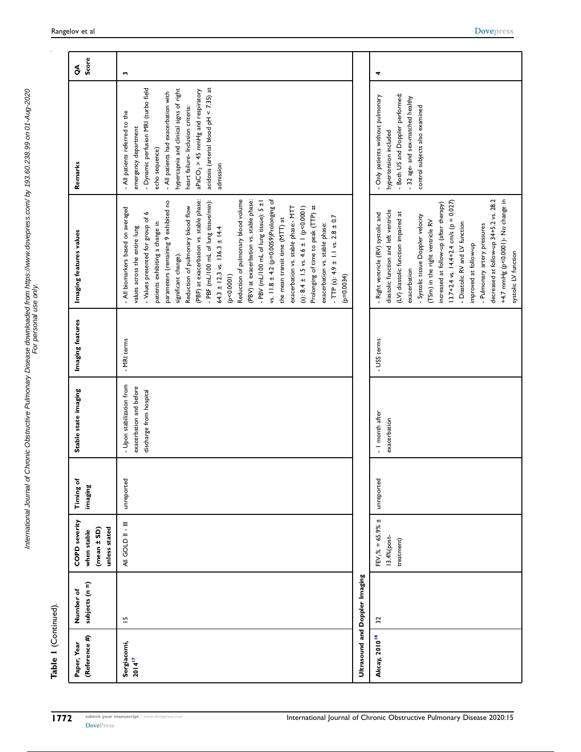**Table 1** (Continued).

| Paper, Year (Reference #) | Number of subjects (n =) | COPD severity when stable (mean ± SD) unless stated | Timing of imaging | Stable state imaging | Imaging features | Imaging features values | Remarks | QA Score |
|---|---|---|---|---|---|---|---|---|
| **Sergiacomi, 2014**[17] | 15 | All GOLD II - III | unreported | - Upon stabilization from exacerbation and before discharge from hospital | - MRI terms | - All biomarkers based on averaged values across the entire lung<br>- Values presented for group of 6 patients exhibiting a change in parameters (remaining 9 exhibited no significant change).<br>Reduction of pulmonary blood flow (PBF) at exacerbation vs. stable phase:<br>- PBF (mL/100 mL of lung tissue/min): 64.3 ± 12.3 vs. 136.3 ± 14.4 (p<0.0001)<br>Reduction of pulmonary blood volume (PBV) at exacerbation vs. stable phase:<br>- PBV (mL/100 mL of lung tissue): 5 ± 1 vs. 11.8 ± 4.2 (p=0.0059)Prolonging of the mean transit time (MTT) at exacerbation vs. stable phase:- MTT (s): 8.4 ± 1.5 vs. 4.6 ± 1 (p<0.0001)<br>Prolonging of time to peak (TTP) at exacerbation vs. stable phase:<br>- TTP (s): 4.9 ± 1.1 vs. 2.8 ± 0.7 (p=0.0034) | - All patients referred to the emergency department<br>- Dynamic perfusion MRI (turbo field echo sequence)<br>- All patients had exacerbation with hypercapnia and clinical signs of right heart failure- Inclusion criteria: $aPaCO_2$ > 45 mmHg and respiratory acidosis (arterial blood pH < 7.35) at admission | 3 |
| **Ultrasound and Doppler Imaging** | | | | | | | | |
| **Akcay, 2010**[18] | 32 | $FEV_1$% = 65.9% ± 13.4%(post-treatment) | unreported | - 1 month after exacerbation | - USS terms | - Right ventricle (RV) systolic and diastolic function and left ventricle (LV) diastolic function impaired at exacerbation<br>- Systolic tissue Doppler velocity (TSm) in the right ventricle RV increased at follow-up (after therapy) 13.7+2.4 vs. 14.4+2.4 cm/s (p = 0.027)<br>- Diastolic RV and LV function improved at follow-up<br>- Pulmonary artery pressures decreased at follow-up 34+5.2 vs. 28.2 +4.7 mmHg (p<0.0001)- No change in systolic LV function | - Only patients without pulmonary hypertension included<br>- Both US and Doppler performed;<br>- 32 age- and sex-matched healthy control subjects also examined | 4 |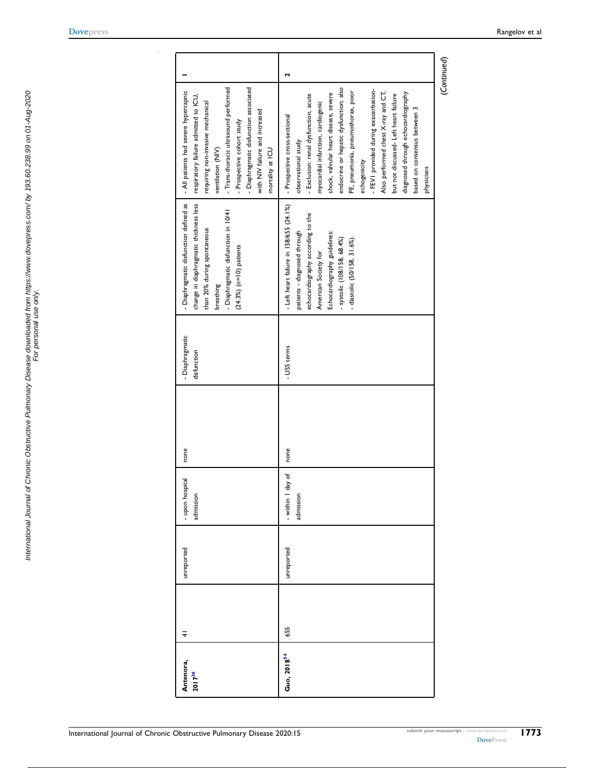| | | | | | | | | |
|---|---|---|---|---|---|---|---|---|
| **Antenora, 2017**[36] | 41 | unreported | - upon hospital admission | none | - Diaphragmatic disfunction | - Diaphragmatic disfunction defined as change in diaphragmatic thickness less than 20% during spontaneous breathing<br>- Diaphragmatic disfunction in 10/41 (24.3%) (n=10) patients | - All patients had severe hypercapnic respiratory failure admitted to ICU, requiring non-invasive mechanical ventilation (NIV)<br>- Trans-thoracic ultrasound performed<br>- Prospective cohort study<br>- Diaphragmatic disfunction associated with NIV failure and increased mortality at ICU | 1 |
| **Guo, 2018**[54] | 655 | unreported | - within 1 day of admission | none | - USS terms | - Left heart failure in 158/655 (24.1%) patients - diagnosed through echocardiography according to the American Society for Echocardiography guidelines:<br>- systolic (108/158, 68.4%)<br>- diastolic (50/158, 31.6%). | - Prospective cross-sectional observational study<br>- Exclusion: renal dysfunction, acute myocardial infarction, cardiogenic shock, valvular heart disease, severe endocrine or hepatic dysfunction; also PE, pneumonia, pneumothorax, poor echogenicity<br>- FEV1 provided during exacerbation-Also performed chest X-ray and CT, but not discussed- Left heart failure diagnosed through echocardiography based on consensus between 3 physicians | 2 |

*(Continued)*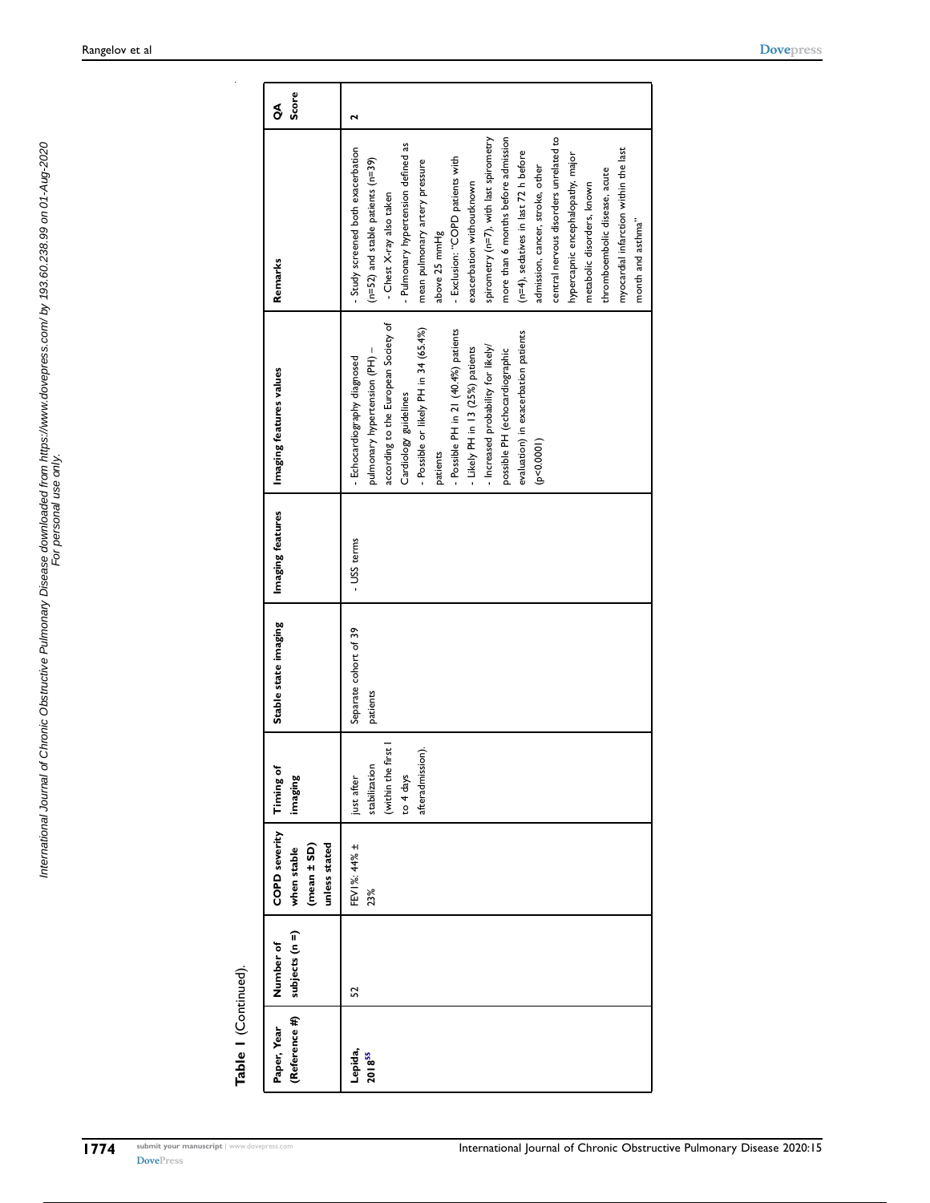**Table 1** (Continued).

| Paper, Year (Reference #) | Number of subjects (n =) | COPD severity when stable (mean ± SD) unless stated | Timing of imaging | Stable state imaging | Imaging features | Imaging features values | Remarks | QA Score |
|---|---|---|---|---|---|---|---|---|
| Lepida, 2018[55] | 52 | FEV1%: 44% ± 23% | just after stabilization (within the first 1 to 4 days afteradmission). | Separate cohort of 39 patients | - USS terms | - Echocardiography diagnosed pulmonary hypertension (PH) – according to the European Society of Cardiology guidelines<br>- Possible or likely PH in 34 (65.4%) patients<br>- Possible PH in 21 (40.4%) patients<br>- Likely PH in 13 (25%) patients<br>- Increased probability for likely/possible PH (echocardiographic evaluation) in exacerbation patients ($p<0.0001$) | - Study screened both exacerbation (n=52) and stable patients (n=39)<br>- Chest X-ray also taken<br>- Pulmonary hypertension defined as mean pulmonary artery pressure above 25 mmHg<br>- Exclusion: "COPD patients with exacerbation withoutknown spirometry (n=7), with last spirometry more than 6 months before admission (n=4), sedatives in last 72 h before admission, cancer, stroke, other central nervous disorders unrelated to hypercapnic encephalopathy, major metabolic disorders, known thromboembolic disease, acute myocardial infarction within the last month and asthma" | 2 |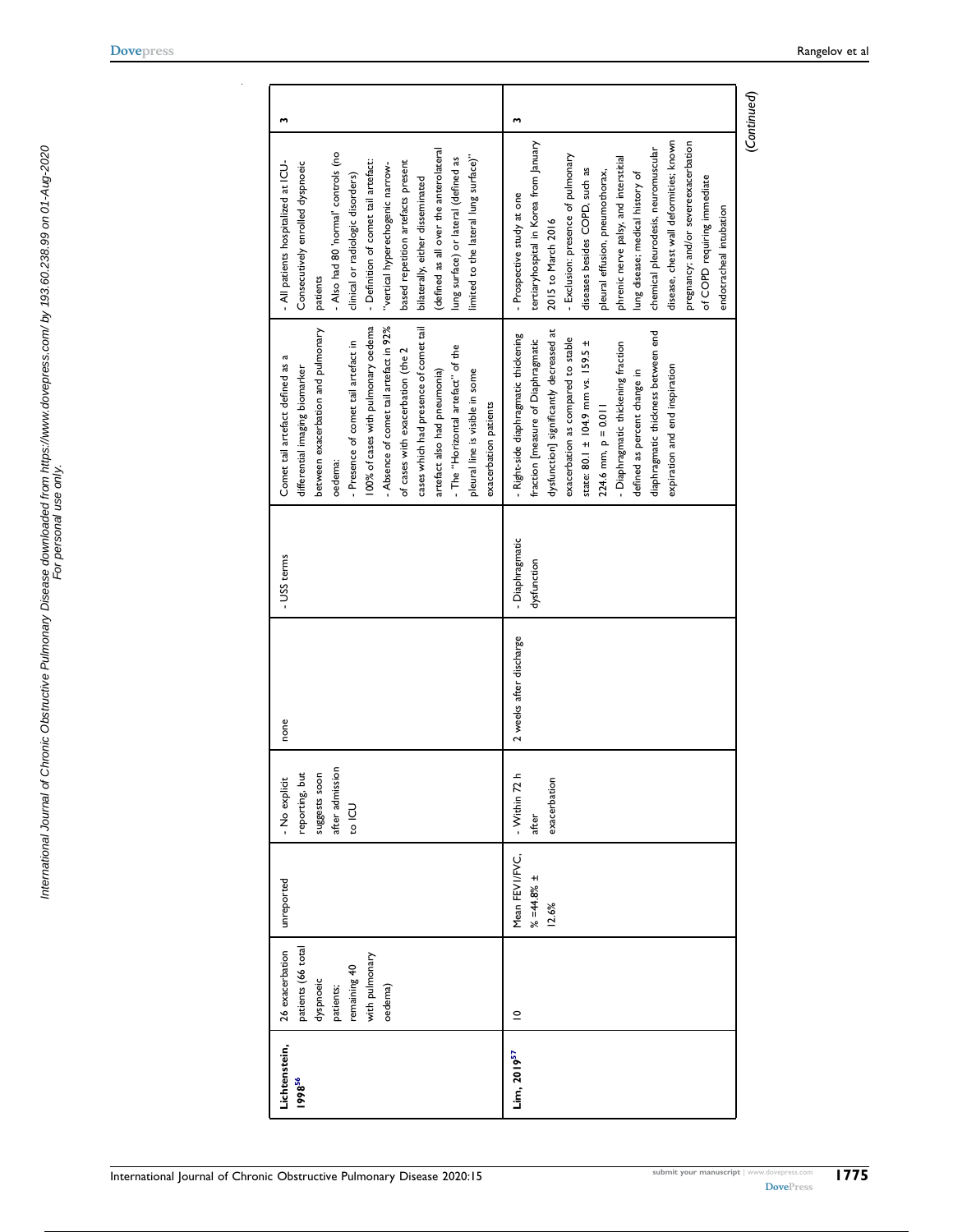| Lichtenstein, 1998[56] | 26 exacerbation patients (66 total dyspnoeic patients; remaining 40 with pulmonary oedema) | unreported | - No explicit reporting, but suggests soon after admission to ICU | none | - USS terms | Comet tail artefact defined as a differential imaging biomarker between exacerbation and pulmonary oedema:<br>- Presence of comet tail artefact in 100% of cases with pulmonary oedema<br>- Absence of comet tail artefact in 92% of cases with exacerbation (the 2 cases which had presence of comet tail artefact also had pneumonia)<br>- The "Horizontal artefact" of the pleural line is visible in some exacerbation patients | - All patients hospitalized at ICU- Consecutively enrolled dyspnoeic patients<br>- Also had 80 'normal' controls (no clinical or radiologic disorders)<br>- Definition of comet tail artefact: "vertical hyperechogenic narrow-based repetition artefacts present bilaterally, either disseminated (defined as all over the anterolateral lung surface) or lateral (defined as limited to the lateral lung surface)" | 3 |
|---|---|---|---|---|---|---|---|---|
| Lim, 2019[57] | 10 | Mean FEV1/FVC, % =44.8% ± 12.6% | - Within 72 h after exacerbation | 2 weeks after discharge | - Diaphragmatic dysfunction | - Right-side diaphragmatic thickening fraction [measure of Diaphragmatic dysfunction] significantly decreased at exacerbation as compared to stable state: 80.1 ± 104.9 mm vs. 159.5 ± 224.6 mm, p = 0.011<br>- Diaphragmatic thickening fraction defined as percent change in diaphragmatic thickness between end expiration and end inspiration | - Prospective study at one tertiaryhospital in Korea from January 2015 to March 2016<br>- Exclusion: presence of pulmonary diseases besides COPD, such as pleural effusion, pneumothorax, phrenic nerve palsy, and interstitial lung disease; medical history of chemical pleurodesis, neuromuscular disease, chest wall deformities; known pregnancy; and/or severeexacerbation of COPD requiring immediate endotracheal intubation | 3 |

(Continued)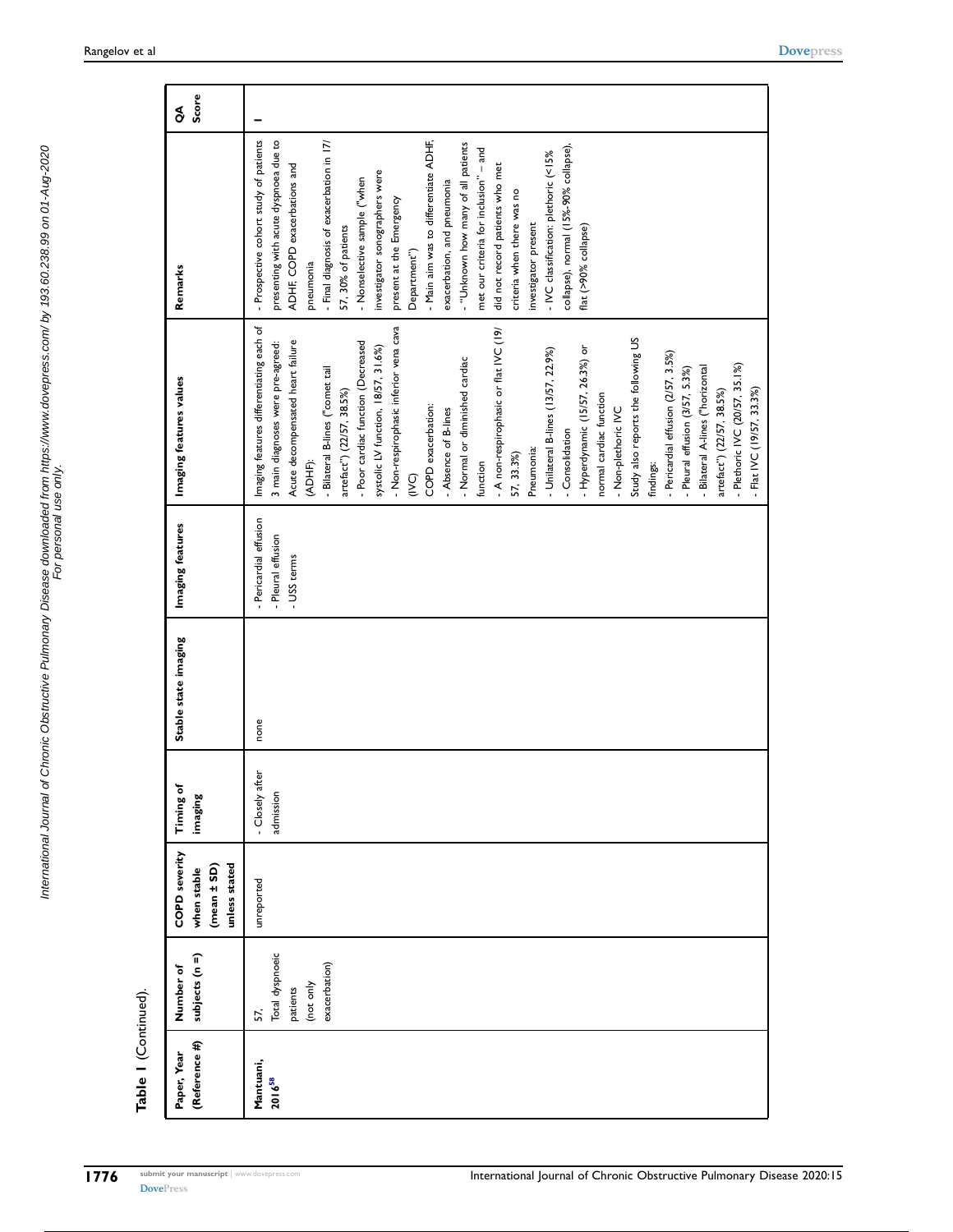**Table 1** (Continued).

| Paper, Year (Reference #) | Number of subjects (n =) | COPD severity when stable (mean ± SD) unless stated | Timing of imaging | Stable state imaging | Imaging features | Imaging features values | Remarks | QA Score |
|---|---|---|---|---|---|---|---|---|
| **Mantuani, 2016**[58] | 57, Total dyspnoeic patients (not only exacerbation) | unreported | - Closely after admission | none | - Pericardial effusion<br>- Pleural effusion<br>- USS terms | Imaging features differentiating each of 3 main diagnoses were pre-agreed:<br>Acute decompensated heart failure (ADHF):<br>- Bilateral B-lines ("comet tail artefact") (22/57, 38.5%)<br>- Poor cardiac function (Decreased systolic LV function, 18/57, 31.6%)<br>- Non-respirophasic inferior vena cava (IVC)<br>COPD exacerbation:<br>- Absence of B-lines<br>- Normal or diminished cardiac function<br>- A non-respirophasic or flat IVC (19/57, 33.3%)<br>Pneumonia:<br>- Unilateral B-lines (13/57, 22.9%)<br>- Consolidation<br>- Hyperdynamic (15/57, 26.3%) or normal cardiac function<br>- Non-plethoric IVC<br>Study also reports the following US findings:<br>- Pericardial effusion (2/57, 3.5%)<br>- Pleural effusion (3/57, 5.3%)<br>- Bilateral A-lines ("horizontal artefact") (22/57, 38.5%)<br>- Plethoric IVC (20/57, 35.1%)<br>- Flat IVC (19/57, 33.3%) | - Prospective cohort study of patients presenting with acute dyspnoea due to ADHF, COPD exacerbations and pneumonia<br>- Final diagnosis of exacerbation in 17/57, 30% of patients<br>- Nonselective sample ("when investigator sonographers were present at the Emergency Department")<br>- Main aim was to differentiate ADHF, exacerbation, and pneumonia<br>- "Unknown how many of all patients met our criteria for inclusion" – and did not record patients who met criteria when there was no investigator present<br>- IVC classification: plethoric (<15% collapse), normal (15%-90% collapse), flat (>90% collapse) | 1 |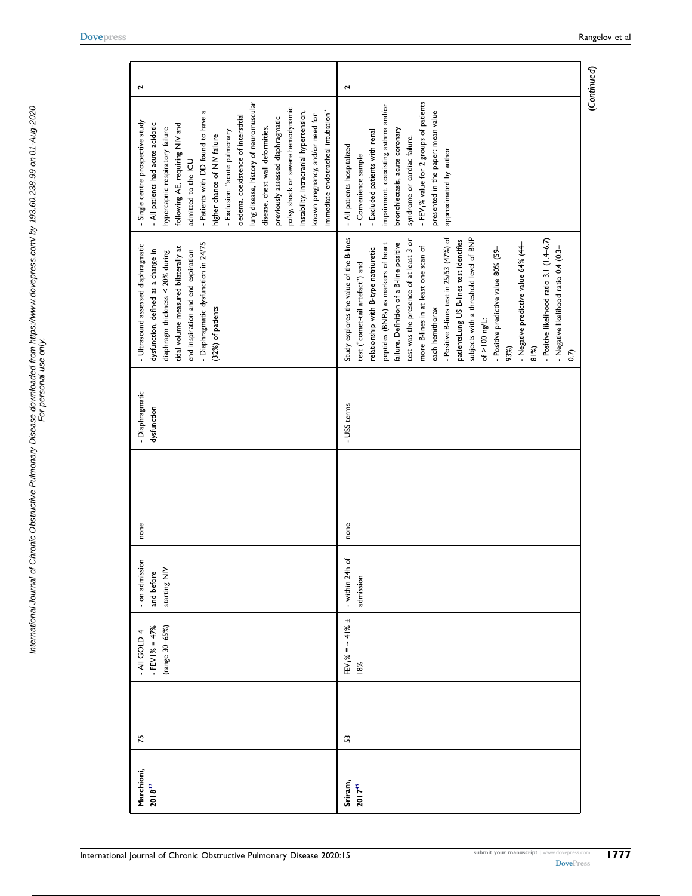| | | | | | | | | | |
|---|---|---|---|---|---|---|---|---|---|
| Marchioni, 2018[37] | 75 | - All GOLD 4<br>- FEV1% = 47% (range 30–65%) | - on admission and before starting NIV | none | | - Diaphragmatic dysfunction | - Ultrasound assessed diaphragmatic dysfunction, defined as a change in diaphragm thickness < 20% during tidal volume measured bilaterally at end inspiration and end expiration<br>- Diaphragmatic dysfunction in 24/75 (32%) of patients | - Single centre prospective study<br>- All patients had acute acidotic hypercapnic respiratory failure following AE, requiring NIV and admitted to the ICU<br>- Patients with DD found to have a higher chance of NIV failure<br>- Exclusion: "acute pulmonary oedema, coexistence of interstitial lung disease, history of neuromuscular disease, chest wall deformities, previously assessed diaphragmatic palsy, shock or severe hemodynamic instability, intracranial hypertension, known pregnancy, and/or need for immediate endotracheal intubation" | 2 |
| Sriram, 2017[49] | 53 | $FEV_1$% = ~ 41% ± 18% | - within 24h of admission | none | | - USS terms | Study explores the value of the B-lines test ("comet-tail artefact") and relationship with B-type natriuretic peptides (BNPs) as markers of heart failure. Definition of a B-line positive test was the presence of at least 3 or more B-lines in at least one scan of each hemithorax<br>- Positive B-lines test in 25/53 (47%) of patientsLung US B-lines test identifies subjects with a threshold level of BNP of >100 ng/L:<br>- Positive predictive value 80% (59–93%)<br>- Negative predictive value 64% (44–81%)<br>- Positive likelihood ratio 3.1 (1.4–6.7)<br>- Negative likelihood ratio 0.4 (0.3–0.7) | - All patients hospitalized<br>- Convenience sample<br>- Excluded patients with renal impairment, coexisting asthma and/or bronchiectasis, acute coronary syndrome or cardiac failure.<br>- $FEV_1$% value for 2 groups of patients presented in the paper: mean value approximated by author | 2 |

*(Continued)*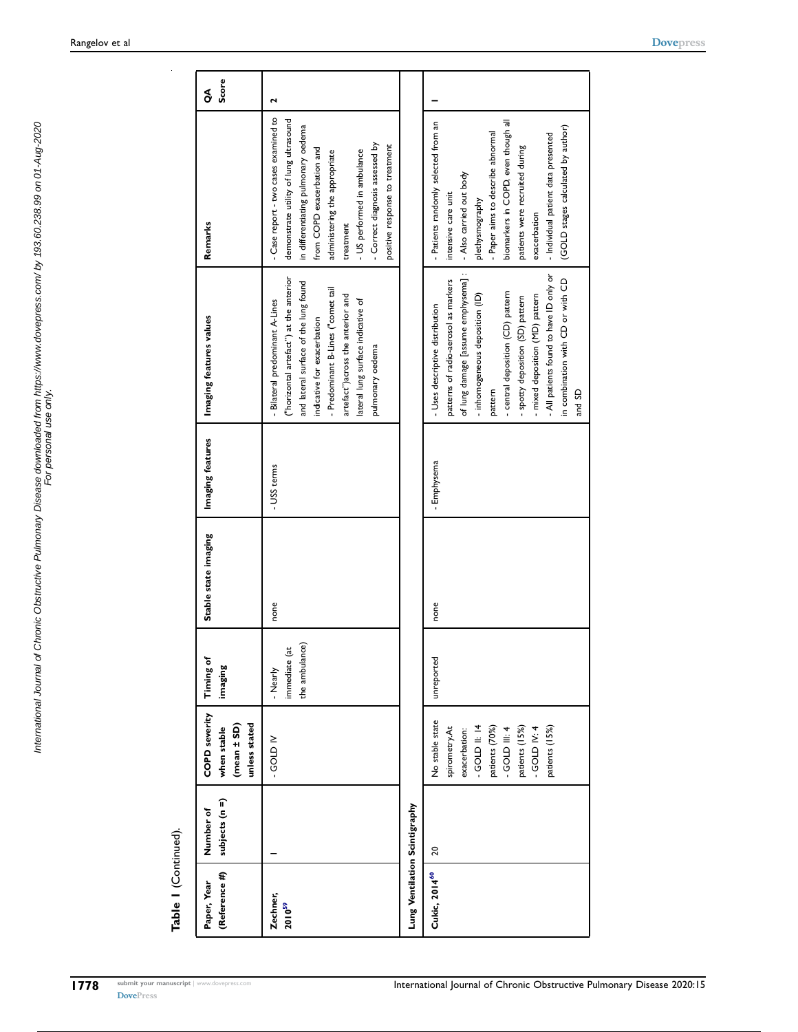**Table 1** (Continued).

| Paper, Year (Reference #) | Number of subjects (n =) | COPD severity when stable (mean ± SD) unless stated | Timing of imaging | Stable state imaging | Imaging features | Imaging features values | Remarks | QA Score |
|---|---|---|---|---|---|---|---|---|
| **Zechner, 2010[59]** | 1 | - GOLD IV | - Nearly immediate (at the ambulance) | none | - USS terms | - Bilateral predominant A-Lines ("horizontal artefact") at the anterior and lateral surface of the lung found indicative for exacerbation<br>- Predominant B-Lines ("comet tail artefact")across the anterior and lateral lung surface indicative of pulmonary oedema | - Case report - two cases examined to demonstrate utility of lung ultrasound in differentiating pulmonary oedema from COPD exacerbation and administering the appropriate treatment<br>- US performed in ambulance<br>- Correct diagnosis assessed by positive response to treatment | 2 |
| **Lung Ventilation Scintigraphy** | | | | | | | | |
| **Cukic, 2014[60]** | 20 | No stable state spirometry.At exacerbation:<br>- GOLD II: 14 patients (70%)<br>- GOLD III: 4 patients (15%)<br>- GOLD IV: 4 patients (15%) | unreported | none | - Emphysema | - Uses descriptive distribution patterns of radio-aerosol as markers of lung damage [assume emphysema] :<br>- inhomogeneous deposition (ID) pattern<br>- central deposition (CD) pattern<br>- spoty deposition (SD) pattern<br>- mixed deposition (MD) pattern<br>- All patients found to have ID only or in combination with CD or with CD and SD | - Patients randomly selected from an intensive care unit<br>- Also carried out body plethysmography<br>- Paper aims to describe abnormal biomarkers in COPD, even though all patients were recruited during exacerbation<br>- Individual patient data presented (GOLD stages calculated by author) | 1 |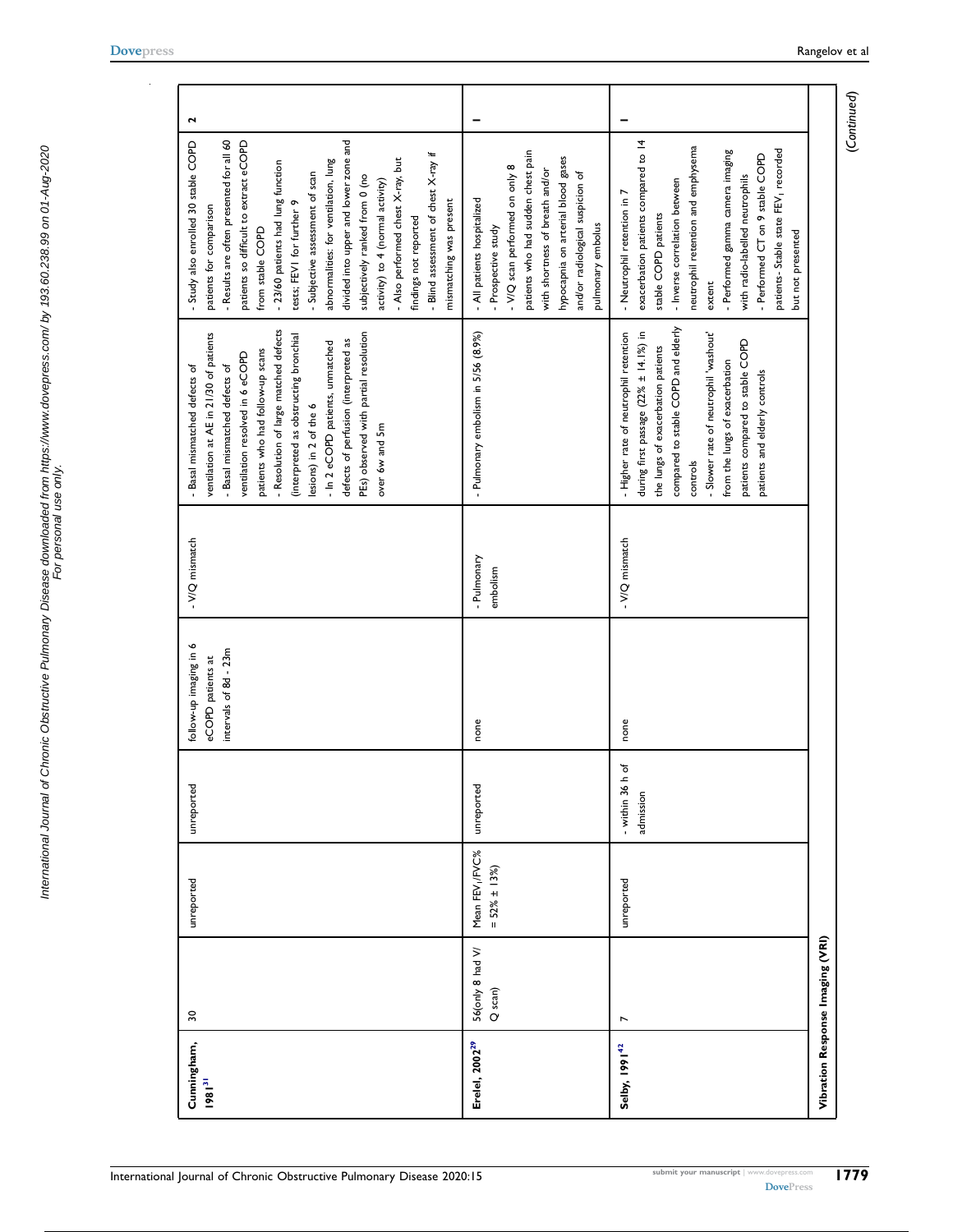| Cunningham, 1981[31] | 30 | unreported | unreported | follow-up imaging in 6 eCOPD patients at intervals of 8d - 23m | - V/Q mismatch | - Basal mismatched defects of ventilation at AE in 21/30 of patients<br>- Basal mismatched defects of ventilation resolved in 6 eCOPD patients who had follow-up scans<br>- Resolution of large matched defects (interpreted as obstructing bronchial lesions) in 2 of the 6<br>- In 2 eCOPD patients, unmatched defects of perfusion (interpreted as PEs) observed with partial resolution over 6w and 5m | - Study also enrolled 30 stable COPD patients for comparison<br>- Results are often presented for all 60 patients so difficult to extract eCOPD from stable COPD<br>- 23/60 patients had lung function tests; FEV1 for further 9<br>- Subjective assessment of scan abnormalities: for ventilation, lung divided into upper and lower zone and subjectively ranked from 0 (no activity) to 4 (normal activity)<br>- Also performed chest X-ray, but findings not reported<br>- Blind assessment of chest X-ray if mismatching was present | 2 |
|---|---|---|---|---|---|---|---|---|
| Erelel, 2002[29] | 56(only 8 had V/Q scan) | Mean $FEV_1$/FVC% = 52% ± 13%) | unreported | none | - Pulmonary embolism | - Pulmonary embolism in 5/56 (8.9%) | - All patients hospitalized<br>- Prospective study<br>- V/Q scan performed on only 8 patients who had sudden chest pain with shortness of breath and/or hypocapnia on arterial blood gases and/or radiological suspicion of pulmonary embolus | 1 |
| Selby, 1991[42] | 7 | unreported | - within 36 h of admission | none | - V/Q mismatch | - Higher rate of neutrophil retention during first passage (22% ± 14.1%) in the lungs of exacerbation patients compared to stable COPD and elderly controls<br>- Slower rate of neutrophil 'washout' from the lungs of exacerbation patients compared to stable COPD patients and elderly controls | - Neutrophil retention in 7 exacerbation patients compared to 14 stable COPD patients<br>- Inverse correlation between neutrophil retention and emphysema extent<br>- Performed gamma camera imaging with radio-labelled neutrophils<br>- Performed CT on 9 stable COPD patients- Stable state $FEV_1$ recorded but not presented | 1 |
| **Vibration Response Imaging (VRI)** | | | | | | | | |

(Continued)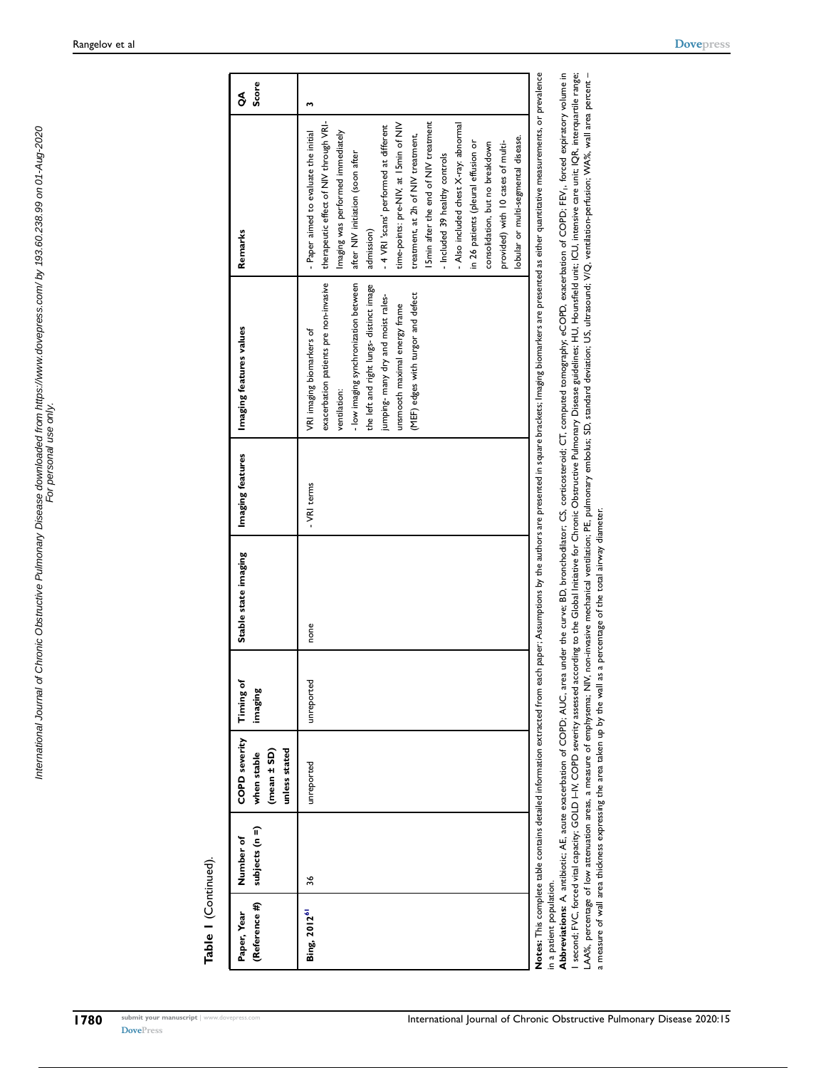**Table 1** (Continued).

| Paper, Year (Reference #) | Number of subjects (n =) | COPD severity when stable (mean ± SD) unless stated | Timing of imaging | Stable state imaging | Imaging features | Imaging features values | Remarks | QA Score |
|---|---|---|---|---|---|---|---|---|
| Bing, 2012[61] | 36 | unreported | unreported | none | - VRI terms | VRI imaging biomarkers of exacerbation patients pre non-invasive ventilation:<br>- low imaging synchronization between the left and right lungs- distinct image jumping- many dry and moist rales- unsmooth maximal energy frame (MEF) edges with turgor and defect | - Paper aimed to evaluate the initial therapeutic effect of NIV through VRI- Imaging was performed immediately after NIV initiation (soon after admission)<br>- 4 VRI 'scans' performed at different time-points: pre-NIV, at 15min of NIV treatment, at 2h of NIV treatment, 15min after the end of NIV treatment<br>- Included 39 healthy controls<br>- Also included chest X-ray: abnormal in 26 patients (pleural effusion or consolidation, but no breakdown provided) with 10 cases of multi-lobular or multi-segmental disease. | 3 |

**Notes:** This complete table contains detailed information extracted from each paper; Assumptions by the authors are presented in square brackets; Imaging biomarkers are presented as either quantitative measurements, or prevalence in a patient population.

**Abbreviations:** A, antibiotic; AE, acute exacerbation of COPD; AUC, area under the curve; BD, bronchodilator; CS, corticosteroid; CT, computed tomography; eCOPD, exacerbation of COPD; $FEV_1$, forced expiratory volume in 1 second; FVC, forced vital capacity; GOLD I–IV, COPD severity assessed according to the Global Initiative for Chronic Obstructive Pulmonary Disease guidelines; HU, Hounsfield unit; ICU, intensive care unit; IQR, interquartile range; LAA%, percentage of low attenuation areas, a measure of emphysema; NIV, non-invasive mechanical ventilation; PE, pulmonary embolus; SD, standard deviation; US, ultrasound; V/Q, ventilation-perfusion; WA%, wall area percent – a measure of wall area thickness expressing the area taken up by the wall as a percentage of the total airway diameter.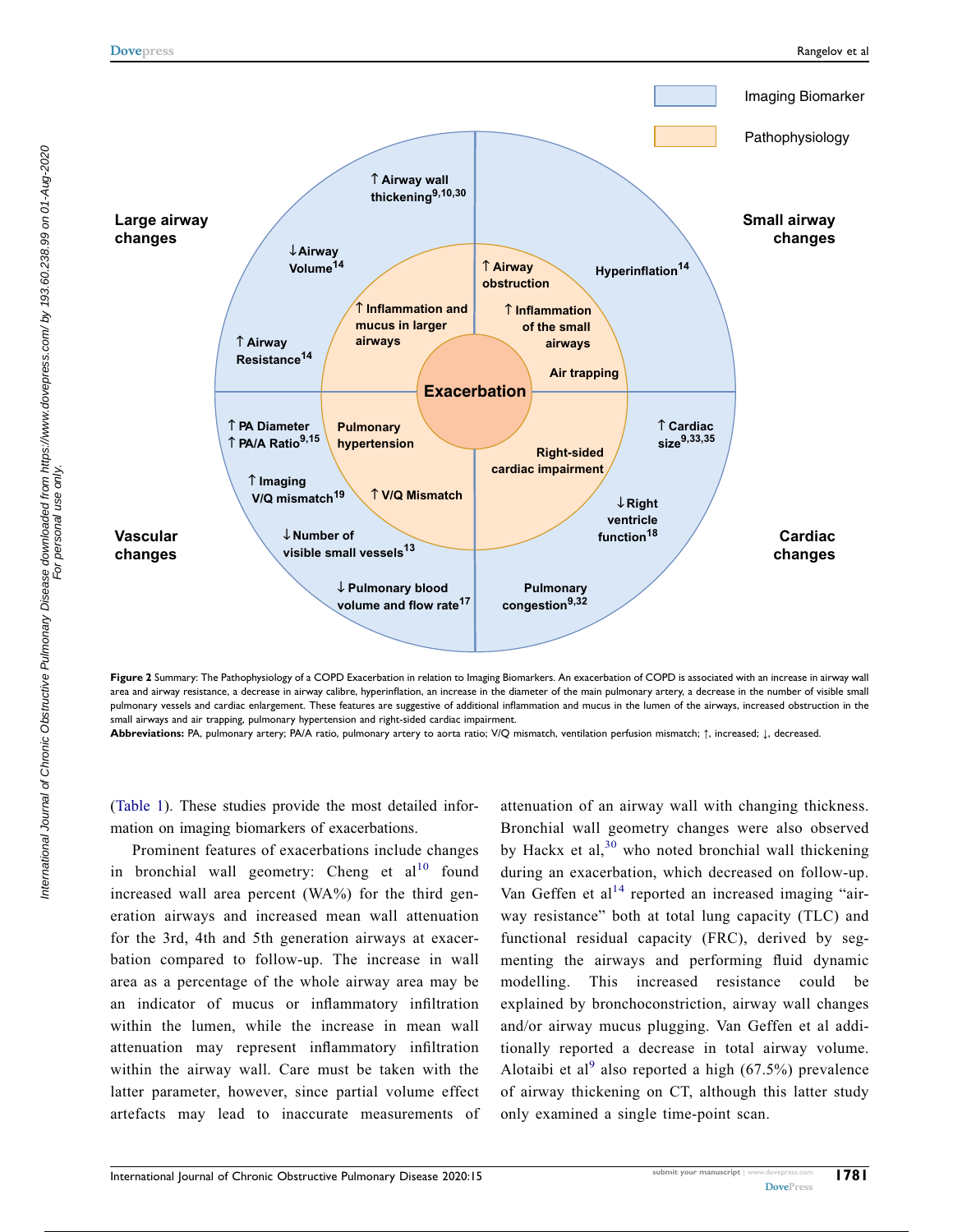Imaging Biomarker

Pathophysiology

Large airway changes

Small airway changes

Vascular changes

Cardiac changes

↑ Airway wall thickening[9,10,30]

↓Airway Volume[14]

↑ Airway Resistance[14]

↑ Airway obstruction

Hyperinflation[14]

↑ Inflammation and mucus in larger airways

↑ Inflammation of the small airways

Air trapping

Exacerbation

↑ PA Diameter
↑ PA/A Ratio[9,15]

Pulmonary hypertension

↑ Imaging V/Q mismatch[19]

↑ V/Q Mismatch

↓Number of visible small vessels[13]

↓ Pulmonary blood volume and flow rate[17]

Right-sided cardiac impairment

↑ Cardiac size[9,33,35]

↓Right ventricle function[18]

Pulmonary congestion[9,32]

**Figure 2** Summary: The Pathophysiology of a COPD Exacerbation in relation to Imaging Biomarkers. An exacerbation of COPD is associated with an increase in airway wall area and airway resistance, a decrease in airway calibre, hyperinflation, an increase in the diameter of the main pulmonary artery, a decrease in the number of visible small pulmonary vessels and cardiac enlargement. These features are suggestive of additional inflammation and mucus in the lumen of the airways, increased obstruction in the small airways and air trapping, pulmonary hypertension and right-sided cardiac impairment.

**Abbreviations:** PA, pulmonary artery; PA/A ratio, pulmonary artery to aorta ratio; V/Q mismatch, ventilation perfusion mismatch; ↑, increased; ↓, decreased.

(Table 1). These studies provide the most detailed information on imaging biomarkers of exacerbations.

Prominent features of exacerbations include changes in bronchial wall geometry: Cheng et al[10] found increased wall area percent (WA%) for the third generation airways and increased mean wall attenuation for the 3rd, 4th and 5th generation airways at exacerbation compared to follow-up. The increase in wall area as a percentage of the whole airway area may be an indicator of mucus or inflammatory infiltration within the lumen, while the increase in mean wall attenuation may represent inflammatory infiltration within the airway wall. Care must be taken with the latter parameter, however, since partial volume effect artefacts may lead to inaccurate measurements of attenuation of an airway wall with changing thickness. Bronchial wall geometry changes were also observed by Hackx et al,[30] who noted bronchial wall thickening during an exacerbation, which decreased on follow-up. Van Geffen et al[14] reported an increased imaging "airway resistance" both at total lung capacity (TLC) and functional residual capacity (FRC), derived by segmenting the airways and performing fluid dynamic modelling. This increased resistance could be explained by bronchoconstriction, airway wall changes and/or airway mucus plugging. Van Geffen et al additionally reported a decrease in total airway volume. Alotaibi et al[9] also reported a high (67.5%) prevalence of airway thickening on CT, although this latter study only examined a single time-point scan.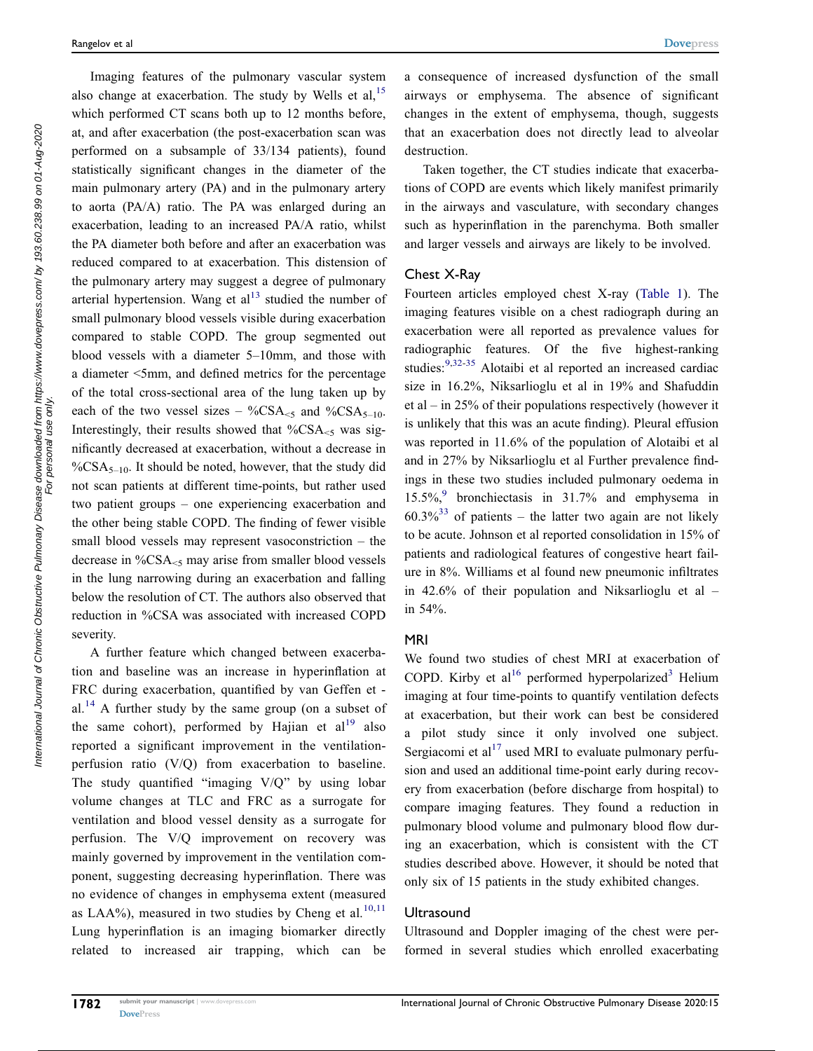Imaging features of the pulmonary vascular system also change at exacerbation. The study by Wells et al,[15] which performed CT scans both up to 12 months before, at, and after exacerbation (the post-exacerbation scan was performed on a subsample of 33/134 patients), found statistically significant changes in the diameter of the main pulmonary artery (PA) and in the pulmonary artery to aorta (PA/A) ratio. The PA was enlarged during an exacerbation, leading to an increased PA/A ratio, whilst the PA diameter both before and after an exacerbation was reduced compared to at exacerbation. This distension of the pulmonary artery may suggest a degree of pulmonary arterial hypertension. Wang et al[13] studied the number of small pulmonary blood vessels visible during exacerbation compared to stable COPD. The group segmented out blood vessels with a diameter 5–10mm, and those with a diameter <5mm, and defined metrics for the percentage of the total cross-sectional area of the lung taken up by each of the two vessel sizes – $\%CSA_{<5}$ and $\%CSA_{5–10}$. Interestingly, their results showed that $\%CSA_{<5}$ was significantly decreased at exacerbation, without a decrease in $\%CSA_{5–10}$. It should be noted, however, that the study did not scan patients at different time-points, but rather used two patient groups – one experiencing exacerbation and the other being stable COPD. The finding of fewer visible small blood vessels may represent vasoconstriction – the decrease in $\%CSA_{<5}$ may arise from smaller blood vessels in the lung narrowing during an exacerbation and falling below the resolution of CT. The authors also observed that reduction in %CSA was associated with increased COPD severity.

A further feature which changed between exacerbation and baseline was an increase in hyperinflation at FRC during exacerbation, quantified by van Geffen et al.[14] A further study by the same group (on a subset of the same cohort), performed by Hajian et al[19] also reported a significant improvement in the ventilation-perfusion ratio (V/Q) from exacerbation to baseline. The study quantified "imaging V/Q" by using lobar volume changes at TLC and FRC as a surrogate for ventilation and blood vessel density as a surrogate for perfusion. The V/Q improvement on recovery was mainly governed by improvement in the ventilation component, suggesting decreasing hyperinflation. There was no evidence of changes in emphysema extent (measured as LAA%), measured in two studies by Cheng et al.[10,11] Lung hyperinflation is an imaging biomarker directly related to increased air trapping, which can be a consequence of increased dysfunction of the small airways or emphysema. The absence of significant changes in the extent of emphysema, though, suggests that an exacerbation does not directly lead to alveolar destruction.

Taken together, the CT studies indicate that exacerbations of COPD are events which likely manifest primarily in the airways and vasculature, with secondary changes such as hyperinflation in the parenchyma. Both smaller and larger vessels and airways are likely to be involved.

### Chest X-Ray

Fourteen articles employed chest X-ray (Table 1). The imaging features visible on a chest radiograph during an exacerbation were all reported as prevalence values for radiographic features. Of the five highest-ranking studies:[9,32-35] Alotaibi et al reported an increased cardiac size in 16.2%, Niksarlioglu et al in 19% and Shafuddin et al – in 25% of their populations respectively (however it is unlikely that this was an acute finding). Pleural effusion was reported in 11.6% of the population of Alotaibi et al and in 27% by Niksarlioglu et al Further prevalence findings in these two studies included pulmonary oedema in 15.5%,[9] bronchiectasis in 31.7% and emphysema in 60.3%[33] of patients – the latter two again are not likely to be acute. Johnson et al reported consolidation in 15% of patients and radiological features of congestive heart failure in 8%. Williams et al found new pneumonic infiltrates in 42.6% of their population and Niksarlioglu et al – in 54%.

### MRI

We found two studies of chest MRI at exacerbation of COPD. Kirby et al[16] performed hyperpolarized[3] Helium imaging at four time-points to quantify ventilation defects at exacerbation, but their work can best be considered a pilot study since it only involved one subject. Sergiacomi et al[17] used MRI to evaluate pulmonary perfusion and used an additional time-point early during recovery from exacerbation (before discharge from hospital) to compare imaging features. They found a reduction in pulmonary blood volume and pulmonary blood flow during an exacerbation, which is consistent with the CT studies described above. However, it should be noted that only six of 15 patients in the study exhibited changes.

### Ultrasound

Ultrasound and Doppler imaging of the chest were performed in several studies which enrolled exacerbating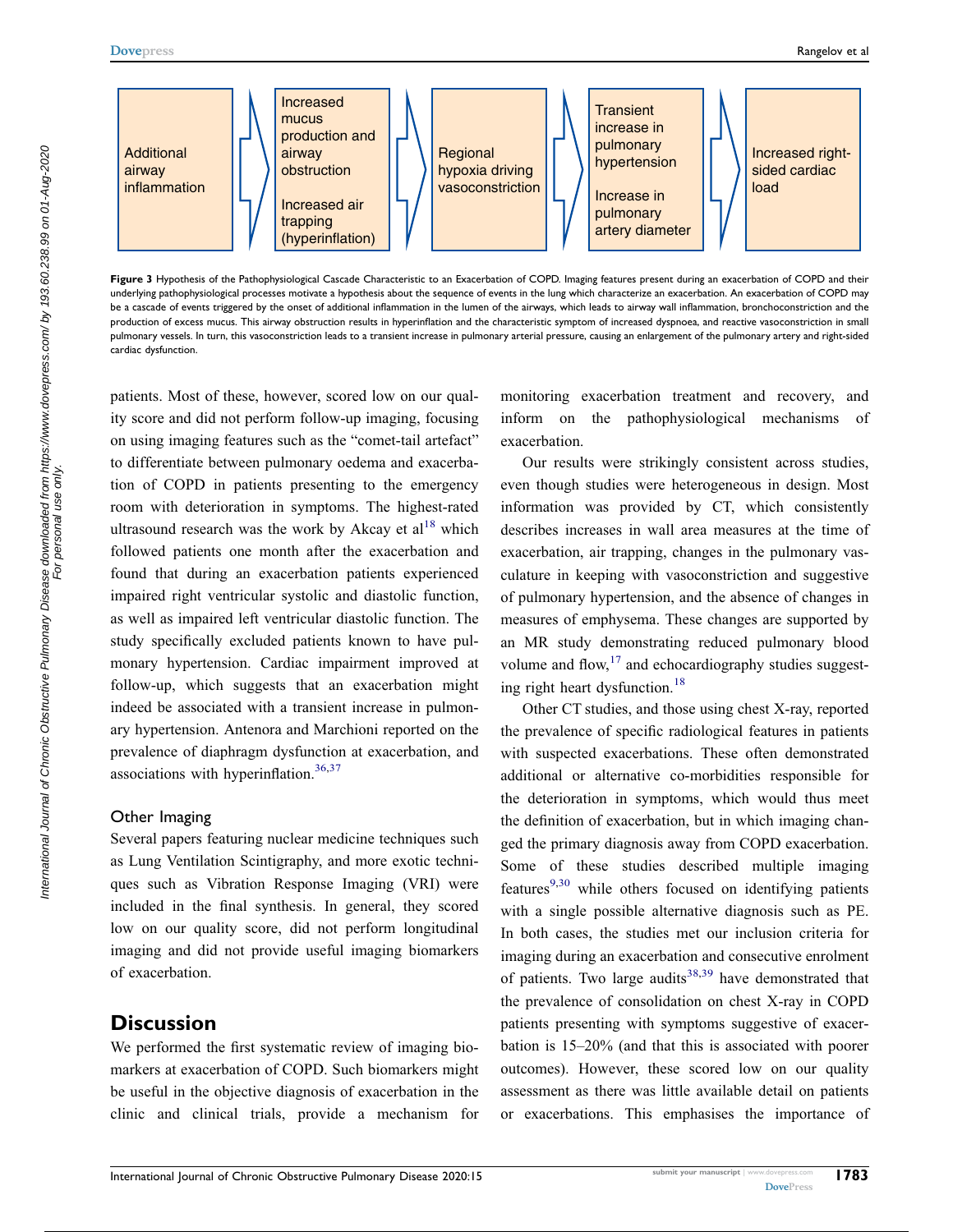Additional airway inflammation → Increased mucus production and airway obstruction; Increased air trapping (hyperinflation) → Regional hypoxia driving vasoconstriction → Transient increase in pulmonary hypertension; Increase in pulmonary artery diameter → Increased right-sided cardiac load

**Figure 3** Hypothesis of the Pathophysiological Cascade Characteristic to an Exacerbation of COPD. Imaging features present during an exacerbation of COPD and their underlying pathophysiological processes motivate a hypothesis about the sequence of events in the lung which characterize an exacerbation. An exacerbation of COPD may be a cascade of events triggered by the onset of additional inflammation in the lumen of the airways, which leads to airway wall inflammation, bronchoconstriction and the production of excess mucus. This airway obstruction results in hyperinflation and the characteristic symptom of increased dyspnoea, and reactive vasoconstriction in small pulmonary vessels. In turn, this vasoconstriction leads to a transient increase in pulmonary arterial pressure, causing an enlargement of the pulmonary artery and right-sided cardiac dysfunction.

patients. Most of these, however, scored low on our quality score and did not perform follow-up imaging, focusing on using imaging features such as the "comet-tail artefact" to differentiate between pulmonary oedema and exacerbation of COPD in patients presenting to the emergency room with deterioration in symptoms. The highest-rated ultrasound research was the work by Akcay et al[18] which followed patients one month after the exacerbation and found that during an exacerbation patients experienced impaired right ventricular systolic and diastolic function, as well as impaired left ventricular diastolic function. The study specifically excluded patients known to have pulmonary hypertension. Cardiac impairment improved at follow-up, which suggests that an exacerbation might indeed be associated with a transient increase in pulmonary hypertension. Antenora and Marchioni reported on the prevalence of diaphragm dysfunction at exacerbation, and associations with hyperinflation.[36,37]

### Other Imaging

Several papers featuring nuclear medicine techniques such as Lung Ventilation Scintigraphy, and more exotic techniques such as Vibration Response Imaging (VRI) were included in the final synthesis. In general, they scored low on our quality score, did not perform longitudinal imaging and did not provide useful imaging biomarkers of exacerbation.

## Discussion

We performed the first systematic review of imaging biomarkers at exacerbation of COPD. Such biomarkers might be useful in the objective diagnosis of exacerbation in the clinic and clinical trials, provide a mechanism for monitoring exacerbation treatment and recovery, and inform on the pathophysiological mechanisms of exacerbation.

Our results were strikingly consistent across studies, even though studies were heterogeneous in design. Most information was provided by CT, which consistently describes increases in wall area measures at the time of exacerbation, air trapping, changes in the pulmonary vasculature in keeping with vasoconstriction and suggestive of pulmonary hypertension, and the absence of changes in measures of emphysema. These changes are supported by an MR study demonstrating reduced pulmonary blood volume and flow,[17] and echocardiography studies suggesting right heart dysfunction.[18]

Other CT studies, and those using chest X-ray, reported the prevalence of specific radiological features in patients with suspected exacerbations. These often demonstrated additional or alternative co-morbidities responsible for the deterioration in symptoms, which would thus meet the definition of exacerbation, but in which imaging changed the primary diagnosis away from COPD exacerbation. Some of these studies described multiple imaging features[9,30] while others focused on identifying patients with a single possible alternative diagnosis such as PE. In both cases, the studies met our inclusion criteria for imaging during an exacerbation and consecutive enrolment of patients. Two large audits[38,39] have demonstrated that the prevalence of consolidation on chest X-ray in COPD patients presenting with symptoms suggestive of exacerbation is 15–20% (and that this is associated with poorer outcomes). However, these scored low on our quality assessment as there was little available detail on patients or exacerbations. This emphasises the importance of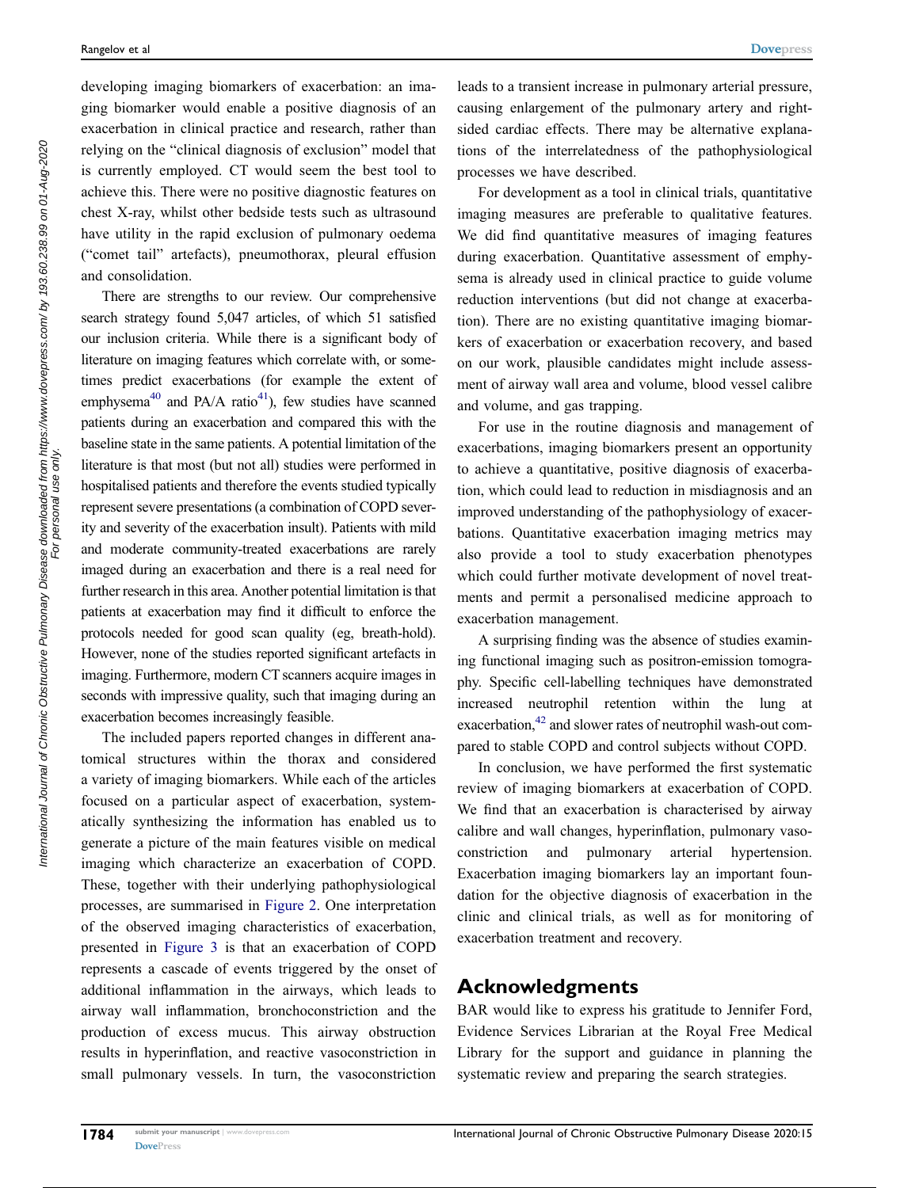developing imaging biomarkers of exacerbation: an imaging biomarker would enable a positive diagnosis of an exacerbation in clinical practice and research, rather than relying on the "clinical diagnosis of exclusion" model that is currently employed. CT would seem the best tool to achieve this. There were no positive diagnostic features on chest X-ray, whilst other bedside tests such as ultrasound have utility in the rapid exclusion of pulmonary oedema ("comet tail" artefacts), pneumothorax, pleural effusion and consolidation.

There are strengths to our review. Our comprehensive search strategy found 5,047 articles, of which 51 satisfied our inclusion criteria. While there is a significant body of literature on imaging features which correlate with, or sometimes predict exacerbations (for example the extent of emphysema[40] and PA/A ratio[41]), few studies have scanned patients during an exacerbation and compared this with the baseline state in the same patients. A potential limitation of the literature is that most (but not all) studies were performed in hospitalised patients and therefore the events studied typically represent severe presentations (a combination of COPD severity and severity of the exacerbation insult). Patients with mild and moderate community-treated exacerbations are rarely imaged during an exacerbation and there is a real need for further research in this area. Another potential limitation is that patients at exacerbation may find it difficult to enforce the protocols needed for good scan quality (eg, breath-hold). However, none of the studies reported significant artefacts in imaging. Furthermore, modern CT scanners acquire images in seconds with impressive quality, such that imaging during an exacerbation becomes increasingly feasible.

The included papers reported changes in different anatomical structures within the thorax and considered a variety of imaging biomarkers. While each of the articles focused on a particular aspect of exacerbation, systematically synthesizing the information has enabled us to generate a picture of the main features visible on medical imaging which characterize an exacerbation of COPD. These, together with their underlying pathophysiological processes, are summarised in Figure 2. One interpretation of the observed imaging characteristics of exacerbation, presented in Figure 3 is that an exacerbation of COPD represents a cascade of events triggered by the onset of additional inflammation in the airways, which leads to airway wall inflammation, bronchoconstriction and the production of excess mucus. This airway obstruction results in hyperinflation, and reactive vasoconstriction in small pulmonary vessels. In turn, the vasoconstriction leads to a transient increase in pulmonary arterial pressure, causing enlargement of the pulmonary artery and right-sided cardiac effects. There may be alternative explanations of the interrelatedness of the pathophysiological processes we have described.

For development as a tool in clinical trials, quantitative imaging measures are preferable to qualitative features. We did find quantitative measures of imaging features during exacerbation. Quantitative assessment of emphysema is already used in clinical practice to guide volume reduction interventions (but did not change at exacerbation). There are no existing quantitative imaging biomarkers of exacerbation or exacerbation recovery, and based on our work, plausible candidates might include assessment of airway wall area and volume, blood vessel calibre and volume, and gas trapping.

For use in the routine diagnosis and management of exacerbations, imaging biomarkers present an opportunity to achieve a quantitative, positive diagnosis of exacerbation, which could lead to reduction in misdiagnosis and an improved understanding of the pathophysiology of exacerbations. Quantitative exacerbation imaging metrics may also provide a tool to study exacerbation phenotypes which could further motivate development of novel treatments and permit a personalised medicine approach to exacerbation management.

A surprising finding was the absence of studies examining functional imaging such as positron-emission tomography. Specific cell-labelling techniques have demonstrated increased neutrophil retention within the lung at exacerbation,[42] and slower rates of neutrophil wash-out compared to stable COPD and control subjects without COPD.

In conclusion, we have performed the first systematic review of imaging biomarkers at exacerbation of COPD. We find that an exacerbation is characterised by airway calibre and wall changes, hyperinflation, pulmonary vasoconstriction and pulmonary arterial hypertension. Exacerbation imaging biomarkers lay an important foundation for the objective diagnosis of exacerbation in the clinic and clinical trials, as well as for monitoring of exacerbation treatment and recovery.

## Acknowledgments

BAR would like to express his gratitude to Jennifer Ford, Evidence Services Librarian at the Royal Free Medical Library for the support and guidance in planning the systematic review and preparing the search strategies.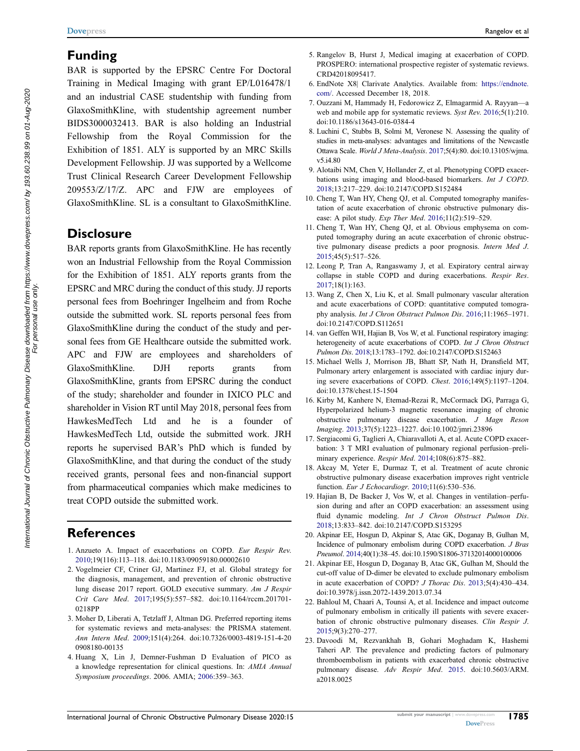## Funding

BAR is supported by the EPSRC Centre For Doctoral Training in Medical Imaging with grant EP/L016478/1 and an industrial CASE studentship with funding from GlaxoSmithKline, with studentship agreement number BIDS3000032413. BAR is also holding an Industrial Fellowship from the Royal Commission for the Exhibition of 1851. ALY is supported by an MRC Skills Development Fellowship. JJ was supported by a Wellcome Trust Clinical Research Career Development Fellowship 209553/Z/17/Z. APC and FJW are employees of GlaxoSmithKline. SL is a consultant to GlaxoSmithKline.

## Disclosure

BAR reports grants from GlaxoSmithKline. He has recently won an Industrial Fellowship from the Royal Commission for the Exhibition of 1851. ALY reports grants from the EPSRC and MRC during the conduct of this study. JJ reports personal fees from Boehringer Ingelheim and from Roche outside the submitted work. SL reports personal fees from GlaxoSmithKline during the conduct of the study and personal fees from GE Healthcare outside the submitted work. APC and FJW are employees and shareholders of GlaxoSmithKline. DJH reports grants from GlaxoSmithKline, grants from EPSRC during the conduct of the study; shareholder and founder in IXICO PLC and shareholder in Vision RT until May 2018, personal fees from HawkesMedTech Ltd and he is a founder of HawkesMedTech Ltd, outside the submitted work. JRH reports he supervised BAR's PhD which is funded by GlaxoSmithKline, and that during the conduct of the study received grants, personal fees and non-financial support from pharmaceutical companies which make medicines to treat COPD outside the submitted work.

## References

1. Anzueto A. Impact of exacerbations on COPD. *Eur Respir Rev.* 2010;19(116):113–118. doi:10.1183/09059180.00002610
2. Vogelmeier CF, Criner GJ, Martinez FJ, et al. Global strategy for the diagnosis, management, and prevention of chronic obstructive lung disease 2017 report. GOLD executive summary. *Am J Respir Crit Care Med*. 2017;195(5):557–582. doi:10.1164/rccm.201701-0218PP
3. Moher D, Liberati A, Tetzlaff J, Altman DG. Preferred reporting items for systematic reviews and meta-analyses: the PRISMA statement. *Ann Intern Med*. 2009;151(4):264. doi:10.7326/0003-4819-151-4-200908180-00135
4. Huang X, Lin J, Demner-Fushman D Evaluation of PICO as a knowledge representation for clinical questions. In: *AMIA Annual Symposium proceedings*. 2006. AMIA; 2006:359–363.
5. Rangelov B, Hurst J, Medical imaging at exacerbation of COPD. PROSPERO: international prospective register of systematic reviews. CRD42018095417.
6. EndNote X8| Clarivate Analytics. Available from: https://endnote.com/. Accessed December 18, 2018.
7. Ouzzani M, Hammady H, Fedorowicz Z, Elmagarmid A. Rayyan—a web and mobile app for systematic reviews. *Syst Rev.* 2016;5(1):210. doi:10.1186/s13643-016-0384-4
8. Luchini C, Stubbs B, Solmi M, Veronese N. Assessing the quality of studies in meta-analyses: advantages and limitations of the Newcastle Ottawa Scale. *World J Meta-Analysis*. 2017;5(4):80. doi:10.13105/wjma.v5.i4.80
9. Alotaibi NM, Chen V, Hollander Z, et al. Phenotyping COPD exacerbations using imaging and blood-based biomarkers. *Int J COPD*. 2018;13:217–229. doi:10.2147/COPD.S152484
10. Cheng T, Wan HY, Cheng QJ, et al. Computed tomography manifestation of acute exacerbation of chronic obstructive pulmonary disease: A pilot study. *Exp Ther Med*. 2016;11(2):519–529.
11. Cheng T, Wan HY, Cheng QJ, et al. Obvious emphysema on computed tomography during an acute exacerbation of chronic obstructive pulmonary disease predicts a poor prognosis. *Intern Med J*. 2015;45(5):517–526.
12. Leong P, Tran A, Rangaswamy J, et al. Expiratory central airway collapse in stable COPD and during exacerbations. *Respir Res*. 2017;18(1):163.
13. Wang Z, Chen X, Liu K, et al. Small pulmonary vascular alteration and acute exacerbations of COPD: quantitative computed tomography analysis. *Int J Chron Obstruct Pulmon Dis*. 2016;11:1965–1971. doi:10.2147/COPD.S112651
14. van Geffen WH, Hajian B, Vos W, et al. Functional respiratory imaging: heterogeneity of acute exacerbations of COPD. *Int J Chron Obstruct Pulmon Dis*. 2018;13:1783–1792. doi:10.2147/COPD.S152463
15. Michael Wells J, Morrison JB, Bhatt SP, Nath H, Dransfield MT, Pulmonary artery enlargement is associated with cardiac injury during severe exacerbations of COPD. *Chest*. 2016;149(5):1197–1204. doi:10.1378/chest.15-1504
16. Kirby M, Kanhere N, Etemad-Rezai R, McCormack DG, Parraga G, Hyperpolarized helium-3 magnetic resonance imaging of chronic obstructive pulmonary disease exacerbation. *J Magn Reson Imaging*. 2013;37(5):1223–1227. doi:10.1002/jmri.23896
17. Sergiacomi G, Taglieri A, Chiaravalloti A, et al. Acute COPD exacerbation: 3 T MRI evaluation of pulmonary regional perfusion–preliminary experience. *Respir Med*. 2014;108(6):875–882.
18. Akcay M, Yeter E, Durmaz T, et al. Treatment of acute chronic obstructive pulmonary disease exacerbation improves right ventricle function. *Eur J Echocardiogr*. 2010;11(6):530–536.
19. Hajian B, De Backer J, Vos W, et al. Changes in ventilation–perfusion during and after an COPD exacerbation: an assessment using fluid dynamic modeling. *Int J Chron Obstruct Pulmon Dis*. 2018;13:833–842. doi:10.2147/COPD.S153295
20. Akpinar EE, Hosgun D, Akpinar S, Atac GK, Doganay B, Gulhan M, Incidence of pulmonary embolism during COPD exacerbation. *J Bras Pneumol*. 2014;40(1):38–45. doi:10.1590/S1806-37132014000100006
21. Akpinar EE, Hosgun D, Doganay B, Atac GK, Gulhan M, Should the cut-off value of D-dimer be elevated to exclude pulmonary embolism in acute exacerbation of COPD? *J Thorac Dis*. 2013;5(4):430–434. doi:10.3978/j.issn.2072-1439.2013.07.34
22. Bahloul M, Chaari A, Tounsi A, et al. Incidence and impact outcome of pulmonary embolism in critically ill patients with severe exacerbation of chronic obstructive pulmonary diseases. *Clin Respir J*. 2015;9(3):270–277.
23. Davoodi M, Rezvankhah B, Gohari Moghadam K, Hashemi Taheri AP. The prevalence and predicting factors of pulmonary thromboembolism in patients with exacerbated chronic obstructive pulmonary disease. *Adv Respir Med*. 2015. doi:10.5603/ARM.a2018.0025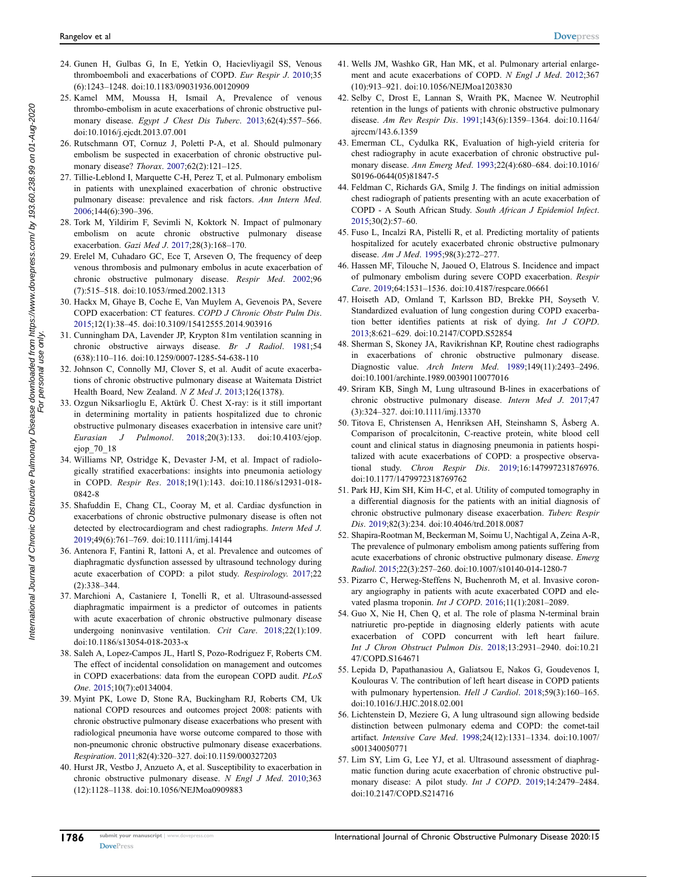24. Gunen H, Gulbas G, In E, Yetkin O, Hacievliyagil SS, Venous thromboemboli and exacerbations of COPD. *Eur Respir J*. 2010;35(6):1243–1248. doi:10.1183/09031936.00120909
25. Kamel MM, Moussa H, Ismail A, Prevalence of venous thrombo-embolism in acute exacerbations of chronic obstructive pulmonary disease. *Egypt J Chest Dis Tuberc*. 2013;62(4):557–566. doi:10.1016/j.ejcdt.2013.07.001
26. Rutschmann OT, Cornuz J, Poletti P-A, et al. Should pulmonary embolism be suspected in exacerbation of chronic obstructive pulmonary disease? *Thorax*. 2007;62(2):121–125.
27. Tillie-Leblond I, Marquette C-H, Perez T, et al. Pulmonary embolism in patients with unexplained exacerbation of chronic obstructive pulmonary disease: prevalence and risk factors. *Ann Intern Med*. 2006;144(6):390–396.
28. Tork M, Yildirim F, Sevimli N, Koktork N. Impact of pulmonary embolism on acute chronic obstructive pulmonary disease exacerbation. *Gazi Med J*. 2017;28(3):168–170.
29. Erelel M, Cuhadaro GC, Ece T, Arseven O, The frequency of deep venous thrombosis and pulmonary embolus in acute exacerbation of chronic obstructive pulmonary disease. *Respir Med*. 2002;96(7):515–518. doi:10.1053/rmed.2002.1313
30. Hackx M, Ghaye B, Coche E, Van Muylem A, Gevenois PA, Severe COPD exacerbation: CT features. *COPD J Chronic Obstr Pulm Dis*. 2015;12(1):38–45. doi:10.3109/15412555.2014.903916
31. Cunningham DA, Lavender JP, Krypton 81m ventilation scanning in chronic obstructive airways disease. *Br J Radiol*. 1981;54(638):110–116. doi:10.1259/0007-1285-54-638-110
32. Johnson C, Connolly MJ, Clover S, et al. Audit of acute exacerbations of chronic obstructive pulmonary disease at Waitemata District Health Board, New Zealand. *N Z Med J*. 2013;126(1378).
33. Ozgun Niksarlioglu E, Aktürk Ü. Chest X-ray: is it still important in determining mortality in patients hospitalized due to chronic obstructive pulmonary diseases exacerbation in intensive care unit? *Eurasian J Pulmonol*. 2018;20(3):133. doi:10.4103/ejop.ejop_70_18
34. Williams NP, Ostridge K, Devaster J-M, et al. Impact of radiologically stratified exacerbations: insights into pneumonia aetiology in COPD. *Respir Res*. 2018;19(1):143. doi:10.1186/s12931-018-0842-8
35. Shafuddin E, Chang CL, Cooray M, et al. Cardiac dysfunction in exacerbations of chronic obstructive pulmonary disease is often not detected by electrocardiogram and chest radiographs. *Intern Med J*. 2019;49(6):761–769. doi:10.1111/imj.14144
36. Antenora F, Fantini R, Iattoni A, et al. Prevalence and outcomes of diaphragmatic dysfunction assessed by ultrasound technology during acute exacerbation of COPD: a pilot study. *Respirology*. 2017;22(2):338–344.
37. Marchioni A, Castaniere I, Tonelli R, et al. Ultrasound-assessed diaphragmatic impairment is a predictor of outcomes in patients with acute exacerbation of chronic obstructive pulmonary disease undergoing noninvasive ventilation. *Crit Care*. 2018;22(1):109. doi:10.1186/s13054-018-2033-x
38. Saleh A, Lopez-Campos JL, Hartl S, Pozo-Rodriguez F, Roberts CM. The effect of incidental consolidation on management and outcomes in COPD exacerbations: data from the european COPD audit. *PLoS One*. 2015;10(7):e0134004.
39. Myint PK, Lowe D, Stone RA, Buckingham RJ, Roberts CM, Uk national COPD resources and outcomes project 2008: patients with chronic obstructive pulmonary disease exacerbations who present with radiological pneumonia have worse outcome compared to those with non-pneumonic chronic obstructive pulmonary disease exacerbations. *Respiration*. 2011;82(4):320–327. doi:10.1159/000327203
40. Hurst JR, Vestbo J, Anzueto A, et al. Susceptibility to exacerbation in chronic obstructive pulmonary disease. *N Engl J Med*. 2010;363(12):1128–1138. doi:10.1056/NEJMoa0909883
41. Wells JM, Washko GR, Han MK, et al. Pulmonary arterial enlargement and acute exacerbations of COPD. *N Engl J Med*. 2012;367(10):913–921. doi:10.1056/NEJMoa1203830
42. Selby C, Drost E, Lannan S, Wraith PK, Macnee W. Neutrophil retention in the lungs of patients with chronic obstructive pulmonary disease. *Am Rev Respir Dis*. 1991;143(6):1359–1364. doi:10.1164/ajrccm/143.6.1359
43. Emerman CL, Cydulka RK, Evaluation of high-yield criteria for chest radiography in acute exacerbation of chronic obstructive pulmonary disease. *Ann Emerg Med*. 1993;22(4):680–684. doi:10.1016/S0196-0644(05)81847-5
44. Feldman C, Richards GA, Smilg J. The findings on initial admission chest radiograph of patients presenting with an acute exacerbation of COPD - A South African Study. *South African J Epidemiol Infect*. 2015;30(2):57–60.
45. Fuso L, Incalzi RA, Pistelli R, et al. Predicting mortality of patients hospitalized for acutely exacerbated chronic obstructive pulmonary disease. *Am J Med*. 1995;98(3):272–277.
46. Hassen MF, Tilouche N, Jaoued O, Elatrous S. Incidence and impact of pulmonary embolism during severe COPD exacerbation. *Respir Care*. 2019;64:1531–1536. doi:10.4187/respcare.06661
47. Hoiseth AD, Omland T, Karlsson BD, Brekke PH, Soyseth V. Standardized evaluation of lung congestion during COPD exacerbation better identifies patients at risk of dying. *Int J COPD*. 2013;8:621–629. doi:10.2147/COPD.S52854
48. Sherman S, Skoney JA, Ravikrishnan KP, Routine chest radiographs in exacerbations of chronic obstructive pulmonary disease. Diagnostic value. *Arch Intern Med*. 1989;149(11):2493–2496. doi:10.1001/archinte.1989.00390110077016
49. Sriram KB, Singh M, Lung ultrasound B-lines in exacerbations of chronic obstructive pulmonary disease. *Intern Med J*. 2017;47(3):324–327. doi:10.1111/imj.13370
50. Titova E, Christensen A, Henriksen AH, Steinshamn S, Åsberg A. Comparison of procalcitonin, C-reactive protein, white blood cell count and clinical status in diagnosing pneumonia in patients hospitalized with acute exacerbations of COPD: a prospective observational study. *Chron Respir Dis*. 2019;16:147997231876976. doi:10.1177/1479972318769762
51. Park HJ, Kim SH, Kim H-C, et al. Utility of computed tomography in a differential diagnosis for the patients with an initial diagnosis of chronic obstructive pulmonary disease exacerbation. *Tuberc Respir Dis*. 2019;82(3):234. doi:10.4046/trd.2018.0087
52. Shapira-Rootman M, Beckerman M, Soimu U, Nachtigal A, Zeina A-R, The prevalence of pulmonary embolism among patients suffering from acute exacerbations of chronic obstructive pulmonary disease. *Emerg Radiol*. 2015;22(3):257–260. doi:10.1007/s10140-014-1280-7
53. Pizarro C, Herweg-Steffens N, Buchenroth M, et al. Invasive coronary angiography in patients with acute exacerbated COPD and elevated plasma troponin. *Int J COPD*. 2016;11(1):2081–2089.
54. Guo X, Nie H, Chen Q, et al. The role of plasma N-terminal brain natriuretic pro-peptide in diagnosing elderly patients with acute exacerbation of COPD concurrent with left heart failure. *Int J Chron Obstruct Pulmon Dis*. 2018;13:2931–2940. doi:10.2147/COPD.S164671
55. Lepida D, Papathanasiou A, Galiatsou E, Nakos G, Goudevenos I, Koulouras V. The contribution of left heart disease in COPD patients with pulmonary hypertension. *Hell J Cardiol*. 2018;59(3):160–165. doi:10.1016/J.HJC.2018.02.001
56. Lichtenstein D, Meziere G, A lung ultrasound sign allowing bedside distinction between pulmonary edema and COPD: the comet-tail artifact. *Intensive Care Med*. 1998;24(12):1331–1334. doi:10.1007/s001340050771
57. Lim SY, Lim G, Lee YJ, et al. Ultrasound assessment of diaphragmatic function during acute exacerbation of chronic obstructive pulmonary disease: A pilot study. *Int J COPD*. 2019;14:2479–2484. doi:10.2147/COPD.S214716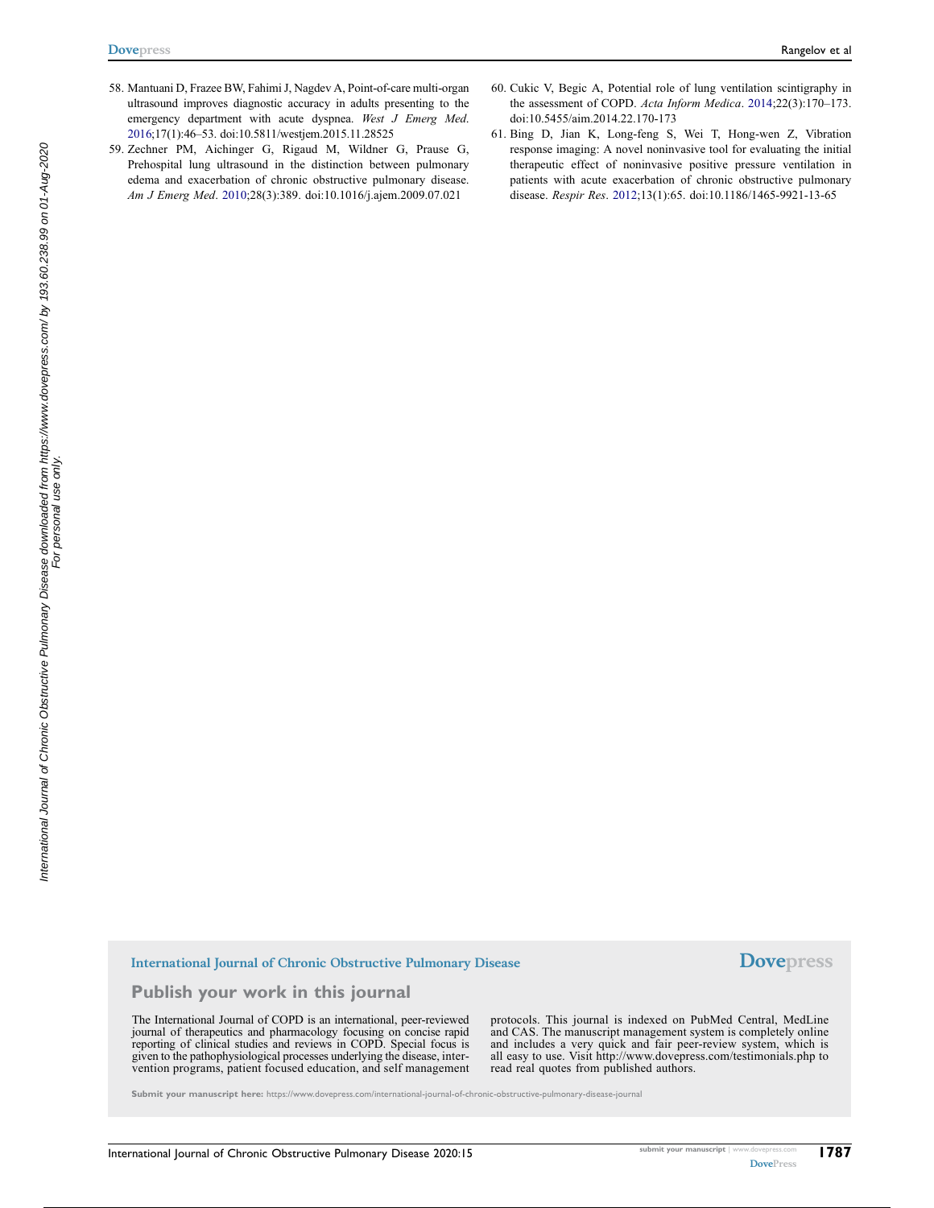58. Mantuani D, Frazee BW, Fahimi J, Nagdev A, Point-of-care multi-organ ultrasound improves diagnostic accuracy in adults presenting to the emergency department with acute dyspnea. *West J Emerg Med*. 2016;17(1):46–53. doi:10.5811/westjem.2015.11.28525
59. Zechner PM, Aichinger G, Rigaud M, Wildner G, Prause G, Prehospital lung ultrasound in the distinction between pulmonary edema and exacerbation of chronic obstructive pulmonary disease. *Am J Emerg Med*. 2010;28(3):389. doi:10.1016/j.ajem.2009.07.021
60. Cukic V, Begic A, Potential role of lung ventilation scintigraphy in the assessment of COPD. *Acta Inform Medica*. 2014;22(3):170–173. doi:10.5455/aim.2014.22.170-173
61. Bing D, Jian K, Long-feng S, Wei T, Hong-wen Z, Vibration response imaging: A novel noninvasive tool for evaluating the initial therapeutic effect of noninvasive positive pressure ventilation in patients with acute exacerbation of chronic obstructive pulmonary disease. *Respir Res*. 2012;13(1):65. doi:10.1186/1465-9921-13-65

**International Journal of Chronic Obstructive Pulmonary Disease**

**Dovepress**

## Publish your work in this journal

The International Journal of COPD is an international, peer-reviewed journal of therapeutics and pharmacology focusing on concise rapid reporting of clinical studies and reviews in COPD. Special focus is given to the pathophysiological processes underlying the disease, intervention programs, patient focused education, and self management protocols. This journal is indexed on PubMed Central, MedLine and CAS. The manuscript management system is completely online and includes a very quick and fair peer-review system, which is all easy to use. Visit http://www.dovepress.com/testimonials.php to read real quotes from published authors.

**Submit your manuscript here:** https://www.dovepress.com/international-journal-of-chronic-obstructive-pulmonary-disease-journal